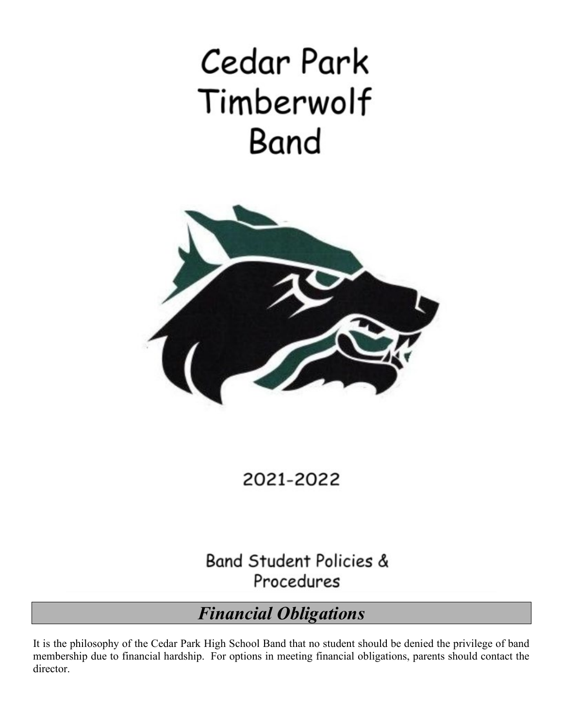# Cedar Park Timberwolf Band

2021-2022

Band Student Policies & Procedures

## *Financial Obligations*

It is the philosophy of the Cedar Park High School Band that no student should be denied the privilege of band membership due to financial hardship. For options in meeting financial obligations, parents should contact the director.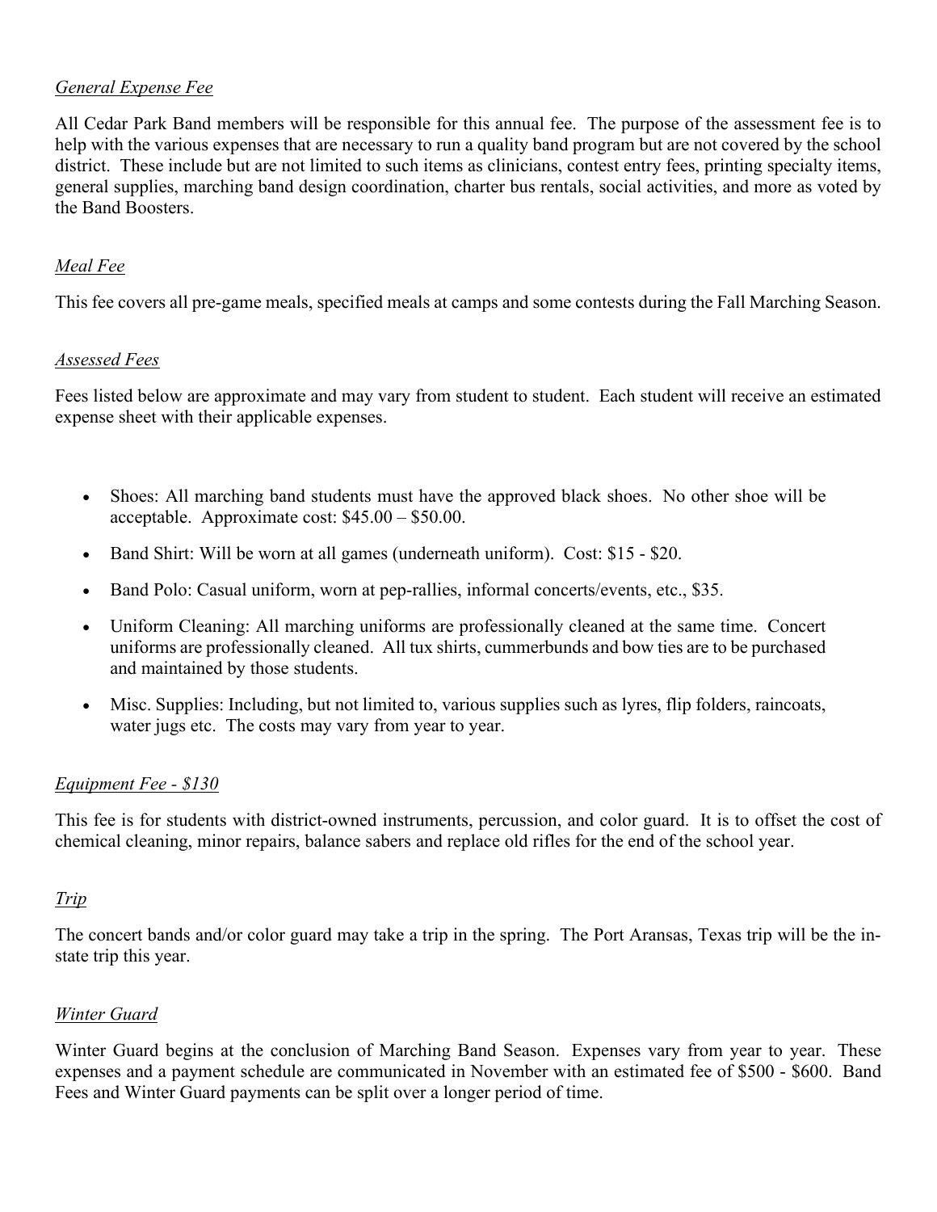*General Expense Fee*

All Cedar Park Band members will be responsible for this annual fee. The purpose of the assessment fee is to help with the various expenses that are necessary to run a quality band program but are not covered by the school district. These include but are not limited to such items as clinicians, contest entry fees, printing specialty items, general supplies, marching band design coordination, charter bus rentals, social activities, and more as voted by the Band Boosters.

*Meal Fee*

This fee covers all pre-game meals, specified meals at camps and some contests during the Fall Marching Season.

*Assessed Fees*

Fees listed below are approximate and may vary from student to student. Each student will receive an estimated expense sheet with their applicable expenses.

- Shoes: All marching band students must have the approved black shoes. No other shoe will be acceptable. Approximate cost: $45.00 – $50.00.
- Band Shirt: Will be worn at all games (underneath uniform). Cost: $15 - $20.
- Band Polo: Casual uniform, worn at pep-rallies, informal concerts/events, etc., $35.
- Uniform Cleaning: All marching uniforms are professionally cleaned at the same time. Concert uniforms are professionally cleaned. All tux shirts, cummerbunds and bow ties are to be purchased and maintained by those students.
- Misc. Supplies: Including, but not limited to, various supplies such as lyres, flip folders, raincoats, water jugs etc. The costs may vary from year to year.

*Equipment Fee - $130*

This fee is for students with district-owned instruments, percussion, and color guard. It is to offset the cost of chemical cleaning, minor repairs, balance sabers and replace old rifles for the end of the school year.

*Trip*

The concert bands and/or color guard may take a trip in the spring. The Port Aransas, Texas trip will be the in-state trip this year.

*Winter Guard*

Winter Guard begins at the conclusion of Marching Band Season. Expenses vary from year to year. These expenses and a payment schedule are communicated in November with an estimated fee of $500 - $600. Band Fees and Winter Guard payments can be split over a longer period of time.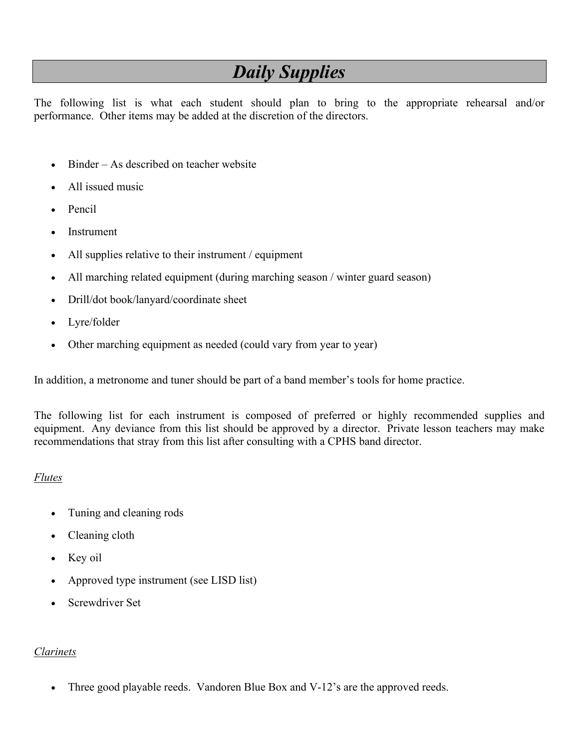# *Daily Supplies*

The following list is what each student should plan to bring to the appropriate rehearsal and/or performance. Other items may be added at the discretion of the directors.

- Binder – As described on teacher website
- All issued music
- Pencil
- Instrument
- All supplies relative to their instrument / equipment
- All marching related equipment (during marching season / winter guard season)
- Drill/dot book/lanyard/coordinate sheet
- Lyre/folder
- Other marching equipment as needed (could vary from year to year)

In addition, a metronome and tuner should be part of a band member's tools for home practice.

The following list for each instrument is composed of preferred or highly recommended supplies and equipment. Any deviance from this list should be approved by a director. Private lesson teachers may make recommendations that stray from this list after consulting with a CPHS band director.

*Flutes*

- Tuning and cleaning rods
- Cleaning cloth
- Key oil
- Approved type instrument (see LISD list)
- Screwdriver Set

*Clarinets*

- Three good playable reeds. Vandoren Blue Box and V-12's are the approved reeds.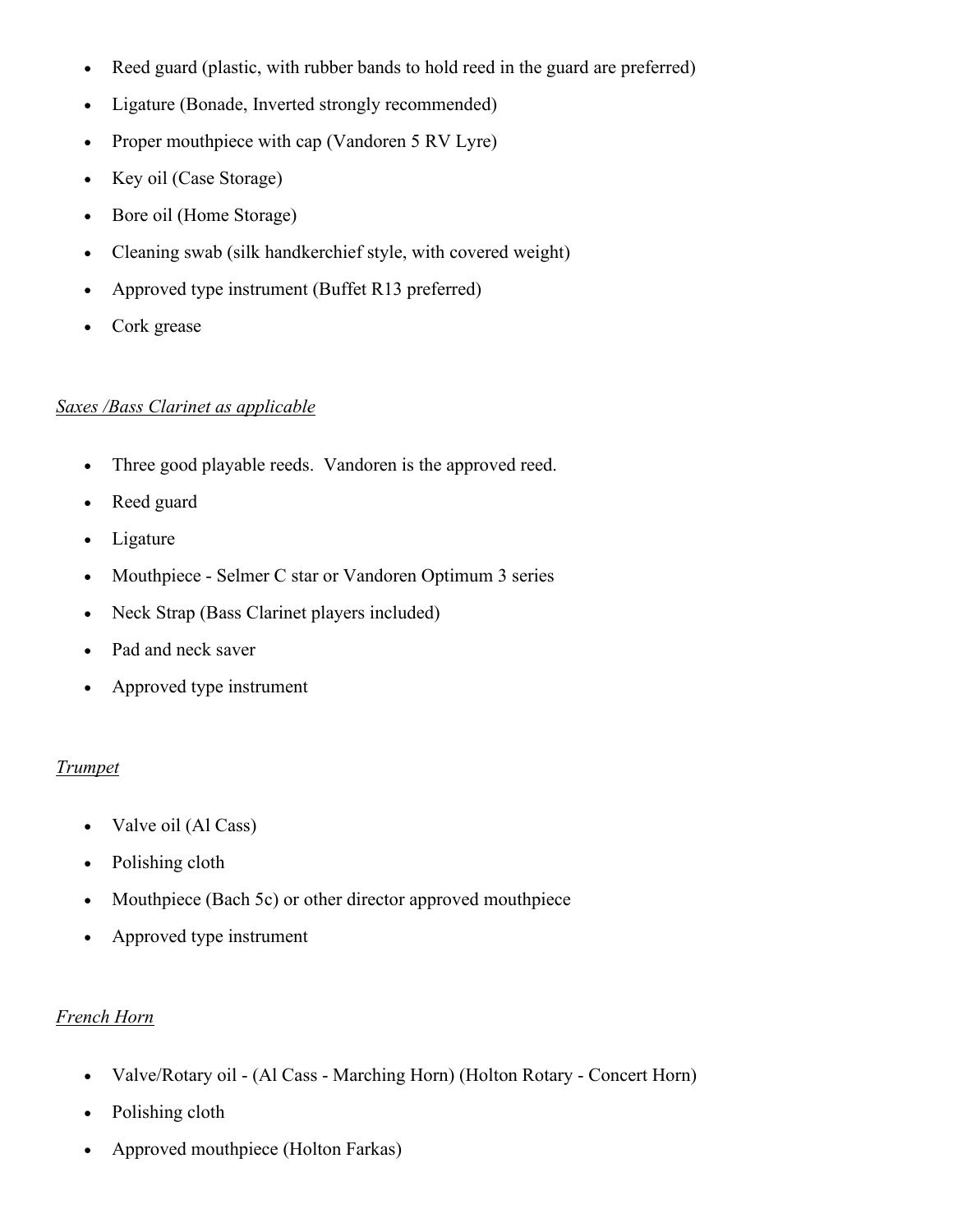- Reed guard (plastic, with rubber bands to hold reed in the guard are preferred)
- Ligature (Bonade, Inverted strongly recommended)
- Proper mouthpiece with cap (Vandoren 5 RV Lyre)
- Key oil (Case Storage)
- Bore oil (Home Storage)
- Cleaning swab (silk handkerchief style, with covered weight)
- Approved type instrument (Buffet R13 preferred)
- Cork grease

<u>*Saxes /Bass Clarinet as applicable*</u>

- Three good playable reeds. Vandoren is the approved reed.
- Reed guard
- Ligature
- Mouthpiece - Selmer C star or Vandoren Optimum 3 series
- Neck Strap (Bass Clarinet players included)
- Pad and neck saver
- Approved type instrument

<u>*Trumpet*</u>

- Valve oil (Al Cass)
- Polishing cloth
- Mouthpiece (Bach 5c) or other director approved mouthpiece
- Approved type instrument

<u>*French Horn*</u>

- Valve/Rotary oil - (Al Cass - Marching Horn) (Holton Rotary - Concert Horn)
- Polishing cloth
- Approved mouthpiece (Holton Farkas)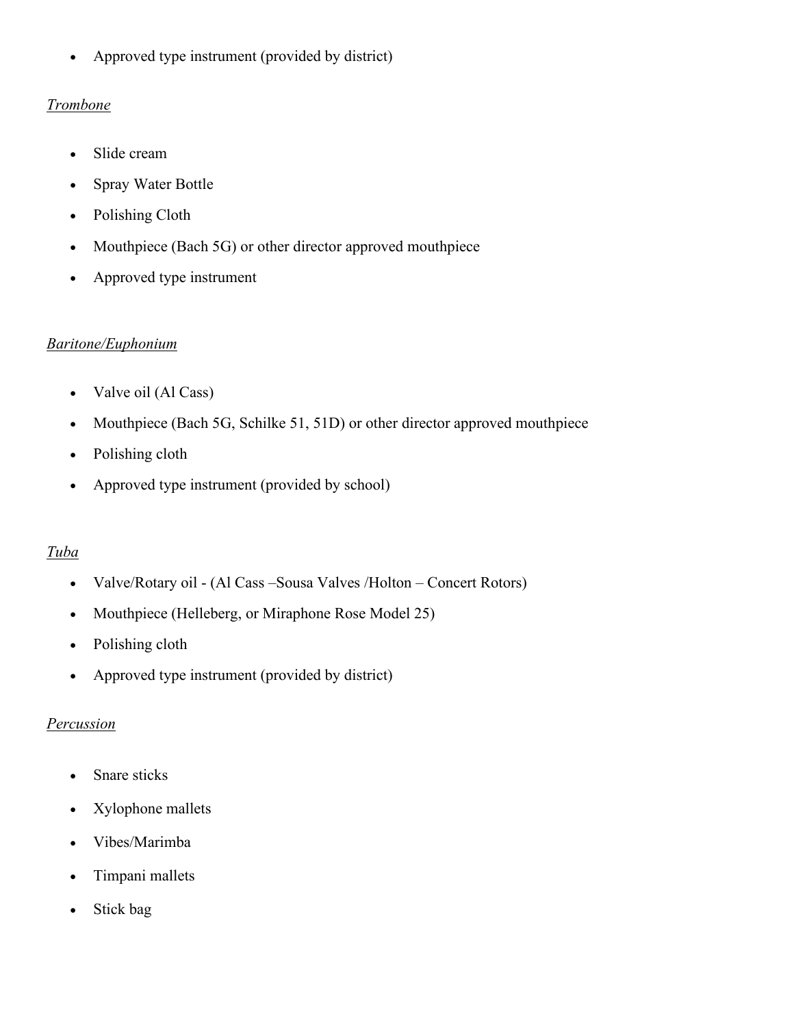- Approved type instrument (provided by district)

*Trombone*

- Slide cream
- Spray Water Bottle
- Polishing Cloth
- Mouthpiece (Bach 5G) or other director approved mouthpiece
- Approved type instrument

*Baritone/Euphonium*

- Valve oil (Al Cass)
- Mouthpiece (Bach 5G, Schilke 51, 51D) or other director approved mouthpiece
- Polishing cloth
- Approved type instrument (provided by school)

*Tuba*

- Valve/Rotary oil - (Al Cass –Sousa Valves /Holton – Concert Rotors)
- Mouthpiece (Helleberg, or Miraphone Rose Model 25)
- Polishing cloth
- Approved type instrument (provided by district)

*Percussion*

- Snare sticks
- Xylophone mallets
- Vibes/Marimba
- Timpani mallets
- Stick bag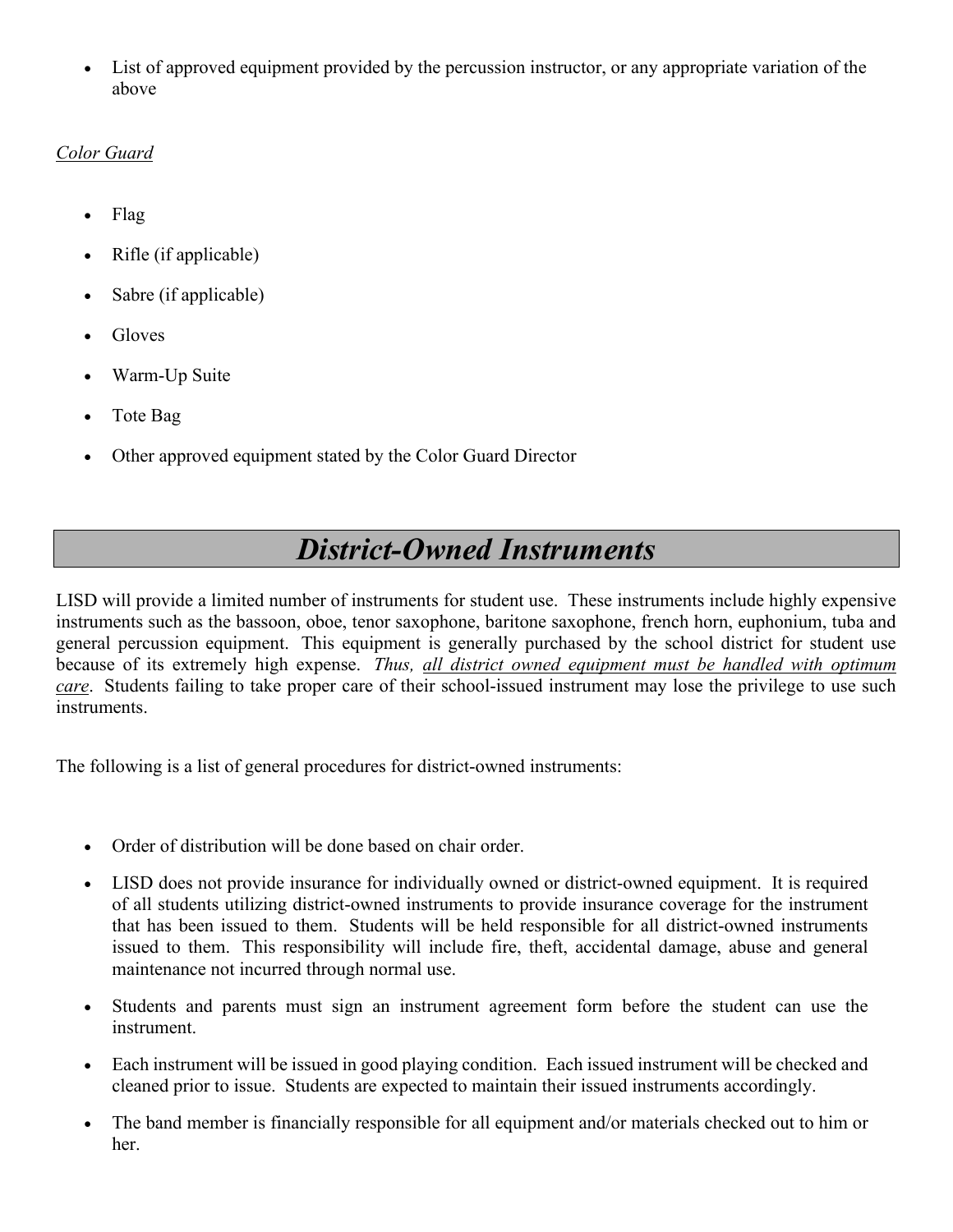- List of approved equipment provided by the percussion instructor, or any appropriate variation of the above

*Color Guard*

- Flag
- Rifle (if applicable)
- Sabre (if applicable)
- Gloves
- Warm-Up Suite
- Tote Bag
- Other approved equipment stated by the Color Guard Director

# *District-Owned Instruments*

LISD will provide a limited number of instruments for student use. These instruments include highly expensive instruments such as the bassoon, oboe, tenor saxophone, baritone saxophone, french horn, euphonium, tuba and general percussion equipment. This equipment is generally purchased by the school district for student use because of its extremely high expense. *Thus, all district owned equipment must be handled with optimum care*. Students failing to take proper care of their school-issued instrument may lose the privilege to use such instruments.

The following is a list of general procedures for district-owned instruments:

- Order of distribution will be done based on chair order.
- LISD does not provide insurance for individually owned or district-owned equipment. It is required of all students utilizing district-owned instruments to provide insurance coverage for the instrument that has been issued to them. Students will be held responsible for all district-owned instruments issued to them. This responsibility will include fire, theft, accidental damage, abuse and general maintenance not incurred through normal use.
- Students and parents must sign an instrument agreement form before the student can use the instrument.
- Each instrument will be issued in good playing condition. Each issued instrument will be checked and cleaned prior to issue. Students are expected to maintain their issued instruments accordingly.
- The band member is financially responsible for all equipment and/or materials checked out to him or her.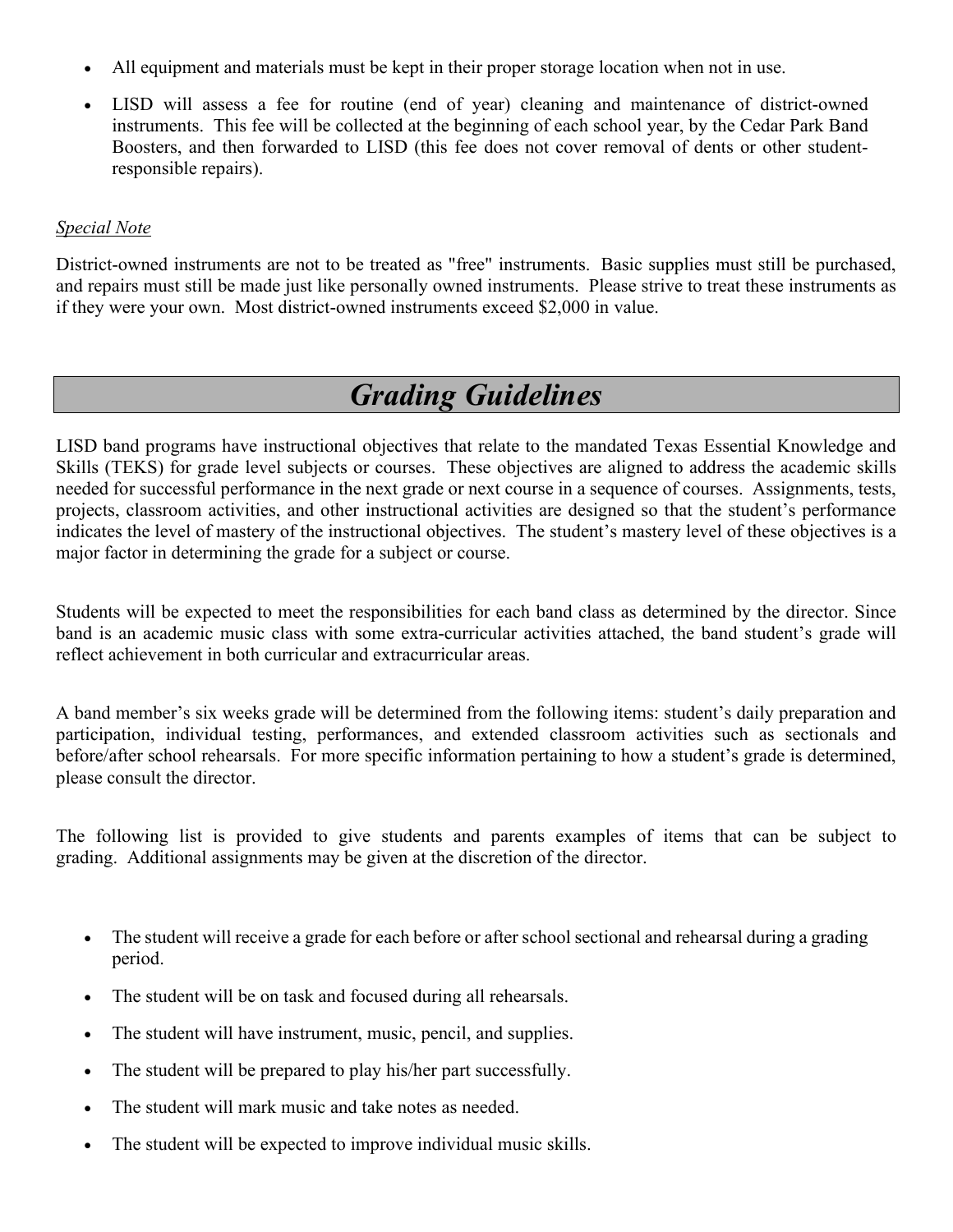- All equipment and materials must be kept in their proper storage location when not in use.
- LISD will assess a fee for routine (end of year) cleaning and maintenance of district-owned instruments. This fee will be collected at the beginning of each school year, by the Cedar Park Band Boosters, and then forwarded to LISD (this fee does not cover removal of dents or other student-responsible repairs).

*Special Note*

District-owned instruments are not to be treated as "free" instruments. Basic supplies must still be purchased, and repairs must still be made just like personally owned instruments. Please strive to treat these instruments as if they were your own. Most district-owned instruments exceed $2,000 in value.

# *Grading Guidelines*

LISD band programs have instructional objectives that relate to the mandated Texas Essential Knowledge and Skills (TEKS) for grade level subjects or courses. These objectives are aligned to address the academic skills needed for successful performance in the next grade or next course in a sequence of courses. Assignments, tests, projects, classroom activities, and other instructional activities are designed so that the student's performance indicates the level of mastery of the instructional objectives. The student's mastery level of these objectives is a major factor in determining the grade for a subject or course.

Students will be expected to meet the responsibilities for each band class as determined by the director. Since band is an academic music class with some extra-curricular activities attached, the band student's grade will reflect achievement in both curricular and extracurricular areas.

A band member's six weeks grade will be determined from the following items: student's daily preparation and participation, individual testing, performances, and extended classroom activities such as sectionals and before/after school rehearsals. For more specific information pertaining to how a student's grade is determined, please consult the director.

The following list is provided to give students and parents examples of items that can be subject to grading. Additional assignments may be given at the discretion of the director.

- The student will receive a grade for each before or after school sectional and rehearsal during a grading period.
- The student will be on task and focused during all rehearsals.
- The student will have instrument, music, pencil, and supplies.
- The student will be prepared to play his/her part successfully.
- The student will mark music and take notes as needed.
- The student will be expected to improve individual music skills.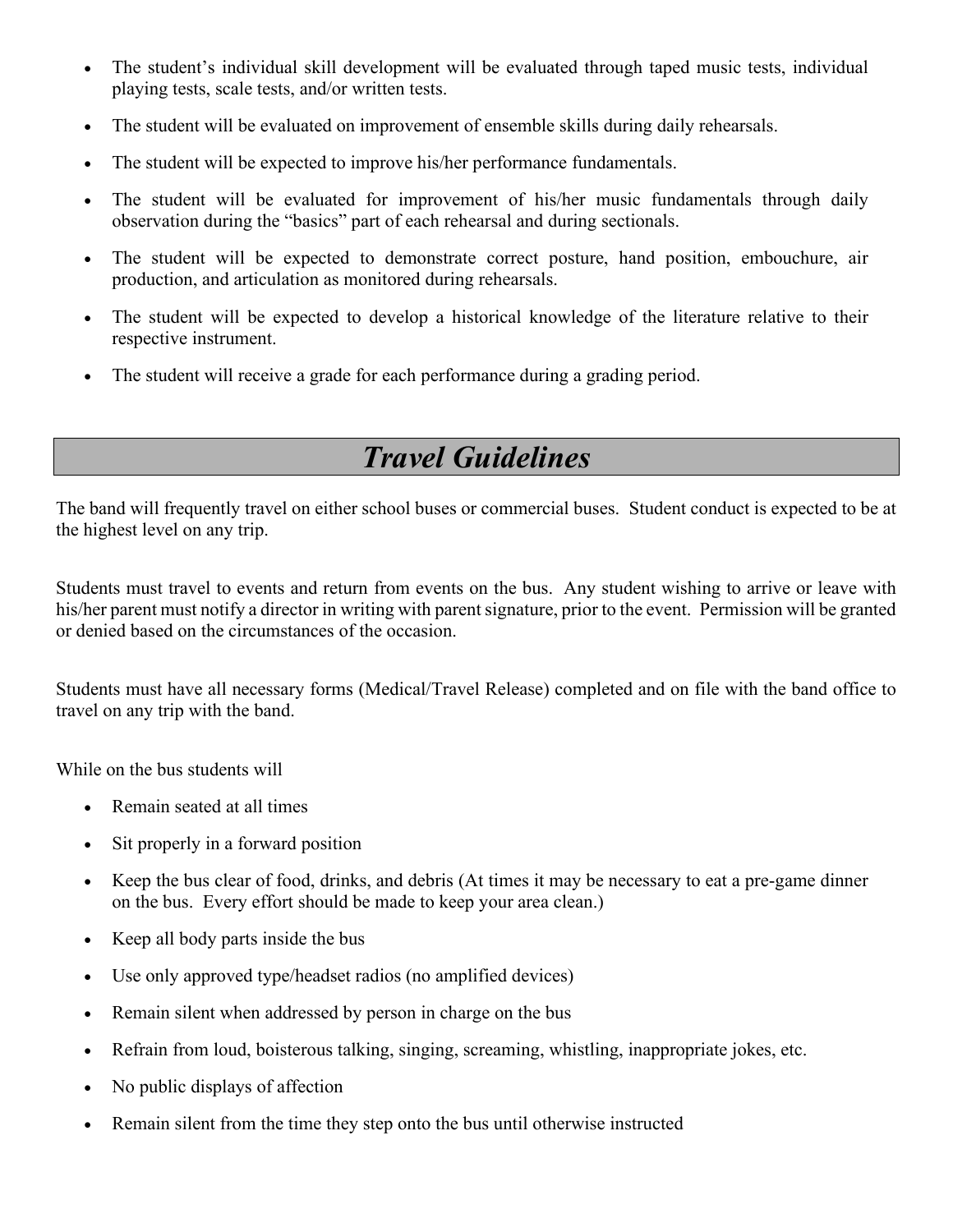- The student's individual skill development will be evaluated through taped music tests, individual playing tests, scale tests, and/or written tests.
- The student will be evaluated on improvement of ensemble skills during daily rehearsals.
- The student will be expected to improve his/her performance fundamentals.
- The student will be evaluated for improvement of his/her music fundamentals through daily observation during the "basics" part of each rehearsal and during sectionals.
- The student will be expected to demonstrate correct posture, hand position, embouchure, air production, and articulation as monitored during rehearsals.
- The student will be expected to develop a historical knowledge of the literature relative to their respective instrument.
- The student will receive a grade for each performance during a grading period.

## *Travel Guidelines*

The band will frequently travel on either school buses or commercial buses. Student conduct is expected to be at the highest level on any trip.

Students must travel to events and return from events on the bus. Any student wishing to arrive or leave with his/her parent must notify a director in writing with parent signature, prior to the event. Permission will be granted or denied based on the circumstances of the occasion.

Students must have all necessary forms (Medical/Travel Release) completed and on file with the band office to travel on any trip with the band.

While on the bus students will

- Remain seated at all times
- Sit properly in a forward position
- Keep the bus clear of food, drinks, and debris (At times it may be necessary to eat a pre-game dinner on the bus. Every effort should be made to keep your area clean.)
- Keep all body parts inside the bus
- Use only approved type/headset radios (no amplified devices)
- Remain silent when addressed by person in charge on the bus
- Refrain from loud, boisterous talking, singing, screaming, whistling, inappropriate jokes, etc.
- No public displays of affection
- Remain silent from the time they step onto the bus until otherwise instructed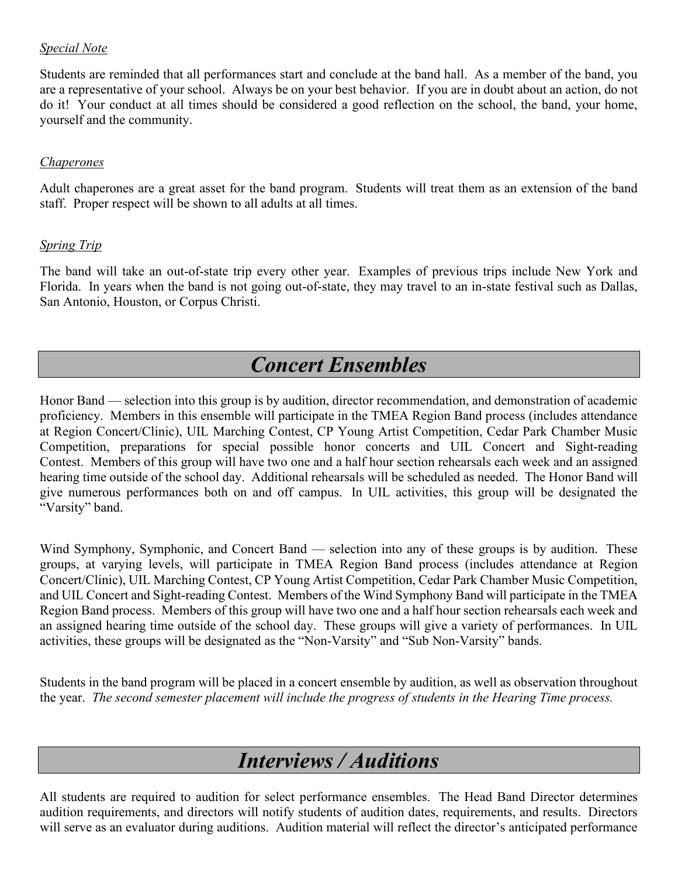*Special Note*

Students are reminded that all performances start and conclude at the band hall. As a member of the band, you are a representative of your school. Always be on your best behavior. If you are in doubt about an action, do not do it! Your conduct at all times should be considered a good reflection on the school, the band, your home, yourself and the community.

*Chaperones*

Adult chaperones are a great asset for the band program. Students will treat them as an extension of the band staff. Proper respect will be shown to all adults at all times.

*Spring Trip*

The band will take an out-of-state trip every other year. Examples of previous trips include New York and Florida. In years when the band is not going out-of-state, they may travel to an in-state festival such as Dallas, San Antonio, Houston, or Corpus Christi.

# *Concert Ensembles*

Honor Band — selection into this group is by audition, director recommendation, and demonstration of academic proficiency. Members in this ensemble will participate in the TMEA Region Band process (includes attendance at Region Concert/Clinic), UIL Marching Contest, CP Young Artist Competition, Cedar Park Chamber Music Competition, preparations for special possible honor concerts and UIL Concert and Sight-reading Contest. Members of this group will have two one and a half hour section rehearsals each week and an assigned hearing time outside of the school day. Additional rehearsals will be scheduled as needed. The Honor Band will give numerous performances both on and off campus. In UIL activities, this group will be designated the "Varsity" band.

Wind Symphony, Symphonic, and Concert Band — selection into any of these groups is by audition. These groups, at varying levels, will participate in TMEA Region Band process (includes attendance at Region Concert/Clinic), UIL Marching Contest, CP Young Artist Competition, Cedar Park Chamber Music Competition, and UIL Concert and Sight-reading Contest. Members of the Wind Symphony Band will participate in the TMEA Region Band process. Members of this group will have two one and a half hour section rehearsals each week and an assigned hearing time outside of the school day. These groups will give a variety of performances. In UIL activities, these groups will be designated as the "Non-Varsity" and "Sub Non-Varsity" bands.

Students in the band program will be placed in a concert ensemble by audition, as well as observation throughout the year. *The second semester placement will include the progress of students in the Hearing Time process.*

# *Interviews / Auditions*

All students are required to audition for select performance ensembles. The Head Band Director determines audition requirements, and directors will notify students of audition dates, requirements, and results. Directors will serve as an evaluator during auditions. Audition material will reflect the director's anticipated performance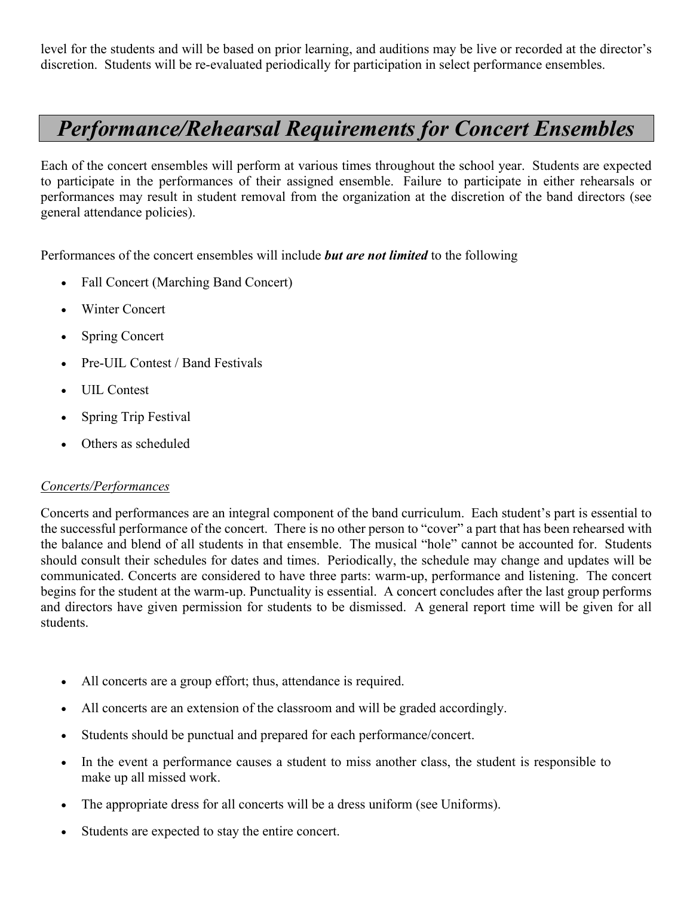level for the students and will be based on prior learning, and auditions may be live or recorded at the director's discretion. Students will be re-evaluated periodically for participation in select performance ensembles.

## *Performance/Rehearsal Requirements for Concert Ensembles*

Each of the concert ensembles will perform at various times throughout the school year. Students are expected to participate in the performances of their assigned ensemble. Failure to participate in either rehearsals or performances may result in student removal from the organization at the discretion of the band directors (see general attendance policies).

Performances of the concert ensembles will include ***but are not limited*** to the following

- Fall Concert (Marching Band Concert)
- Winter Concert
- Spring Concert
- Pre-UIL Contest / Band Festivals
- UIL Contest
- Spring Trip Festival
- Others as scheduled

*Concerts/Performances*

Concerts and performances are an integral component of the band curriculum. Each student's part is essential to the successful performance of the concert. There is no other person to "cover" a part that has been rehearsed with the balance and blend of all students in that ensemble. The musical "hole" cannot be accounted for. Students should consult their schedules for dates and times. Periodically, the schedule may change and updates will be communicated. Concerts are considered to have three parts: warm-up, performance and listening. The concert begins for the student at the warm-up. Punctuality is essential. A concert concludes after the last group performs and directors have given permission for students to be dismissed. A general report time will be given for all students.

- All concerts are a group effort; thus, attendance is required.
- All concerts are an extension of the classroom and will be graded accordingly.
- Students should be punctual and prepared for each performance/concert.
- In the event a performance causes a student to miss another class, the student is responsible to make up all missed work.
- The appropriate dress for all concerts will be a dress uniform (see Uniforms).
- Students are expected to stay the entire concert.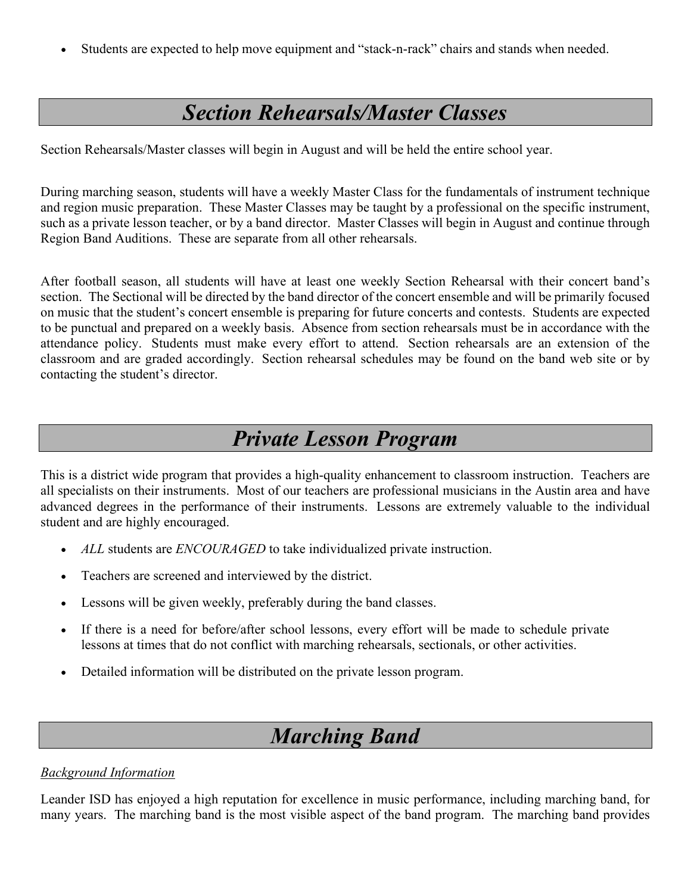- Students are expected to help move equipment and "stack-n-rack" chairs and stands when needed.

## *Section Rehearsals/Master Classes*

Section Rehearsals/Master classes will begin in August and will be held the entire school year.

During marching season, students will have a weekly Master Class for the fundamentals of instrument technique and region music preparation. These Master Classes may be taught by a professional on the specific instrument, such as a private lesson teacher, or by a band director. Master Classes will begin in August and continue through Region Band Auditions. These are separate from all other rehearsals.

After football season, all students will have at least one weekly Section Rehearsal with their concert band's section. The Sectional will be directed by the band director of the concert ensemble and will be primarily focused on music that the student's concert ensemble is preparing for future concerts and contests. Students are expected to be punctual and prepared on a weekly basis. Absence from section rehearsals must be in accordance with the attendance policy. Students must make every effort to attend. Section rehearsals are an extension of the classroom and are graded accordingly. Section rehearsal schedules may be found on the band web site or by contacting the student's director.

## *Private Lesson Program*

This is a district wide program that provides a high-quality enhancement to classroom instruction. Teachers are all specialists on their instruments. Most of our teachers are professional musicians in the Austin area and have advanced degrees in the performance of their instruments. Lessons are extremely valuable to the individual student and are highly encouraged.

- *ALL* students are *ENCOURAGED* to take individualized private instruction.
- Teachers are screened and interviewed by the district.
- Lessons will be given weekly, preferably during the band classes.
- If there is a need for before/after school lessons, every effort will be made to schedule private lessons at times that do not conflict with marching rehearsals, sectionals, or other activities.
- Detailed information will be distributed on the private lesson program.

## *Marching Band*

*Background Information*

Leander ISD has enjoyed a high reputation for excellence in music performance, including marching band, for many years. The marching band is the most visible aspect of the band program. The marching band provides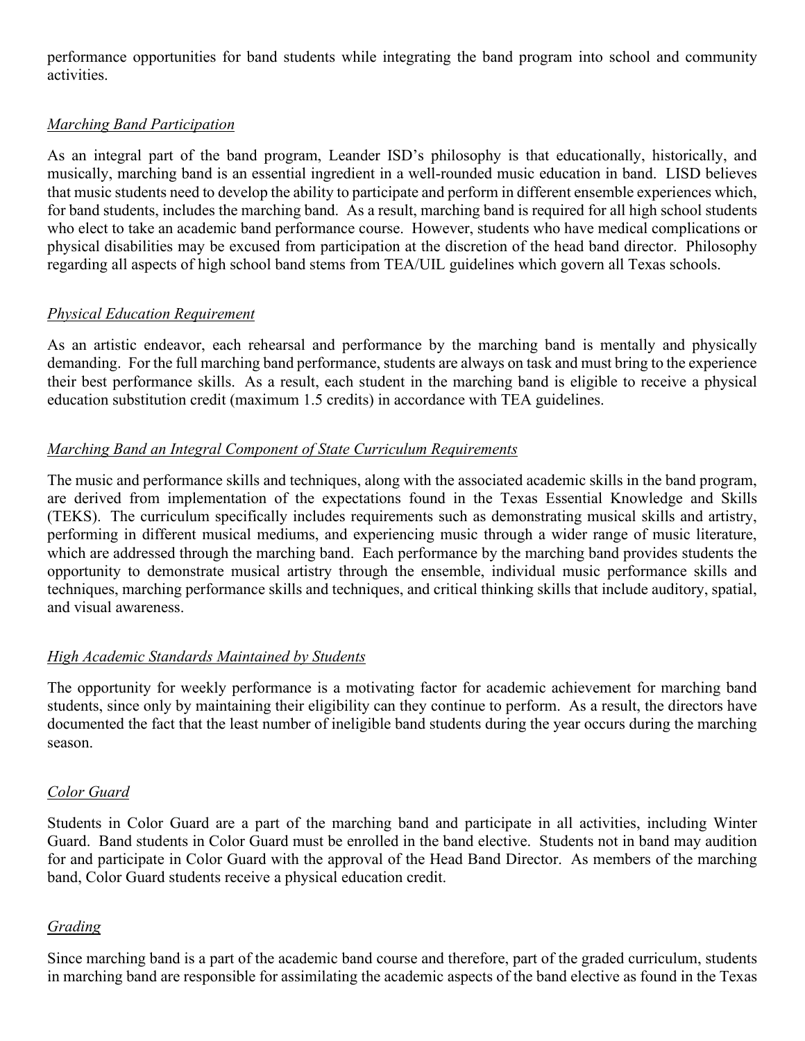performance opportunities for band students while integrating the band program into school and community activities.

*Marching Band Participation*

As an integral part of the band program, Leander ISD's philosophy is that educationally, historically, and musically, marching band is an essential ingredient in a well-rounded music education in band. LISD believes that music students need to develop the ability to participate and perform in different ensemble experiences which, for band students, includes the marching band. As a result, marching band is required for all high school students who elect to take an academic band performance course. However, students who have medical complications or physical disabilities may be excused from participation at the discretion of the head band director. Philosophy regarding all aspects of high school band stems from TEA/UIL guidelines which govern all Texas schools.

*Physical Education Requirement*

As an artistic endeavor, each rehearsal and performance by the marching band is mentally and physically demanding. For the full marching band performance, students are always on task and must bring to the experience their best performance skills. As a result, each student in the marching band is eligible to receive a physical education substitution credit (maximum 1.5 credits) in accordance with TEA guidelines.

*Marching Band an Integral Component of State Curriculum Requirements*

The music and performance skills and techniques, along with the associated academic skills in the band program, are derived from implementation of the expectations found in the Texas Essential Knowledge and Skills (TEKS). The curriculum specifically includes requirements such as demonstrating musical skills and artistry, performing in different musical mediums, and experiencing music through a wider range of music literature, which are addressed through the marching band. Each performance by the marching band provides students the opportunity to demonstrate musical artistry through the ensemble, individual music performance skills and techniques, marching performance skills and techniques, and critical thinking skills that include auditory, spatial, and visual awareness.

*High Academic Standards Maintained by Students*

The opportunity for weekly performance is a motivating factor for academic achievement for marching band students, since only by maintaining their eligibility can they continue to perform. As a result, the directors have documented the fact that the least number of ineligible band students during the year occurs during the marching season.

*Color Guard*

Students in Color Guard are a part of the marching band and participate in all activities, including Winter Guard. Band students in Color Guard must be enrolled in the band elective. Students not in band may audition for and participate in Color Guard with the approval of the Head Band Director. As members of the marching band, Color Guard students receive a physical education credit.

*Grading*

Since marching band is a part of the academic band course and therefore, part of the graded curriculum, students in marching band are responsible for assimilating the academic aspects of the band elective as found in the Texas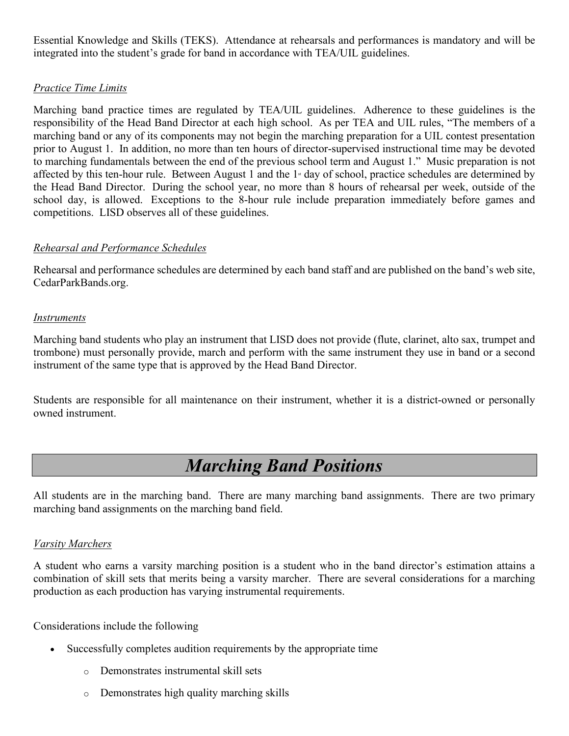Essential Knowledge and Skills (TEKS). Attendance at rehearsals and performances is mandatory and will be integrated into the student's grade for band in accordance with TEA/UIL guidelines.

*Practice Time Limits*

Marching band practice times are regulated by TEA/UIL guidelines. Adherence to these guidelines is the responsibility of the Head Band Director at each high school. As per TEA and UIL rules, "The members of a marching band or any of its components may not begin the marching preparation for a UIL contest presentation prior to August 1. In addition, no more than ten hours of director-supervised instructional time may be devoted to marching fundamentals between the end of the previous school term and August 1." Music preparation is not affected by this ten-hour rule. Between August 1 and the 1st day of school, practice schedules are determined by the Head Band Director. During the school year, no more than 8 hours of rehearsal per week, outside of the school day, is allowed. Exceptions to the 8-hour rule include preparation immediately before games and competitions. LISD observes all of these guidelines.

*Rehearsal and Performance Schedules*

Rehearsal and performance schedules are determined by each band staff and are published on the band's web site, CedarParkBands.org.

*Instruments*

Marching band students who play an instrument that LISD does not provide (flute, clarinet, alto sax, trumpet and trombone) must personally provide, march and perform with the same instrument they use in band or a second instrument of the same type that is approved by the Head Band Director.

Students are responsible for all maintenance on their instrument, whether it is a district-owned or personally owned instrument.

# *Marching Band Positions*

All students are in the marching band. There are many marching band assignments. There are two primary marching band assignments on the marching band field.

*Varsity Marchers*

A student who earns a varsity marching position is a student who in the band director's estimation attains a combination of skill sets that merits being a varsity marcher. There are several considerations for a marching production as each production has varying instrumental requirements.

Considerations include the following

- Successfully completes audition requirements by the appropriate time
    - Demonstrates instrumental skill sets
    - Demonstrates high quality marching skills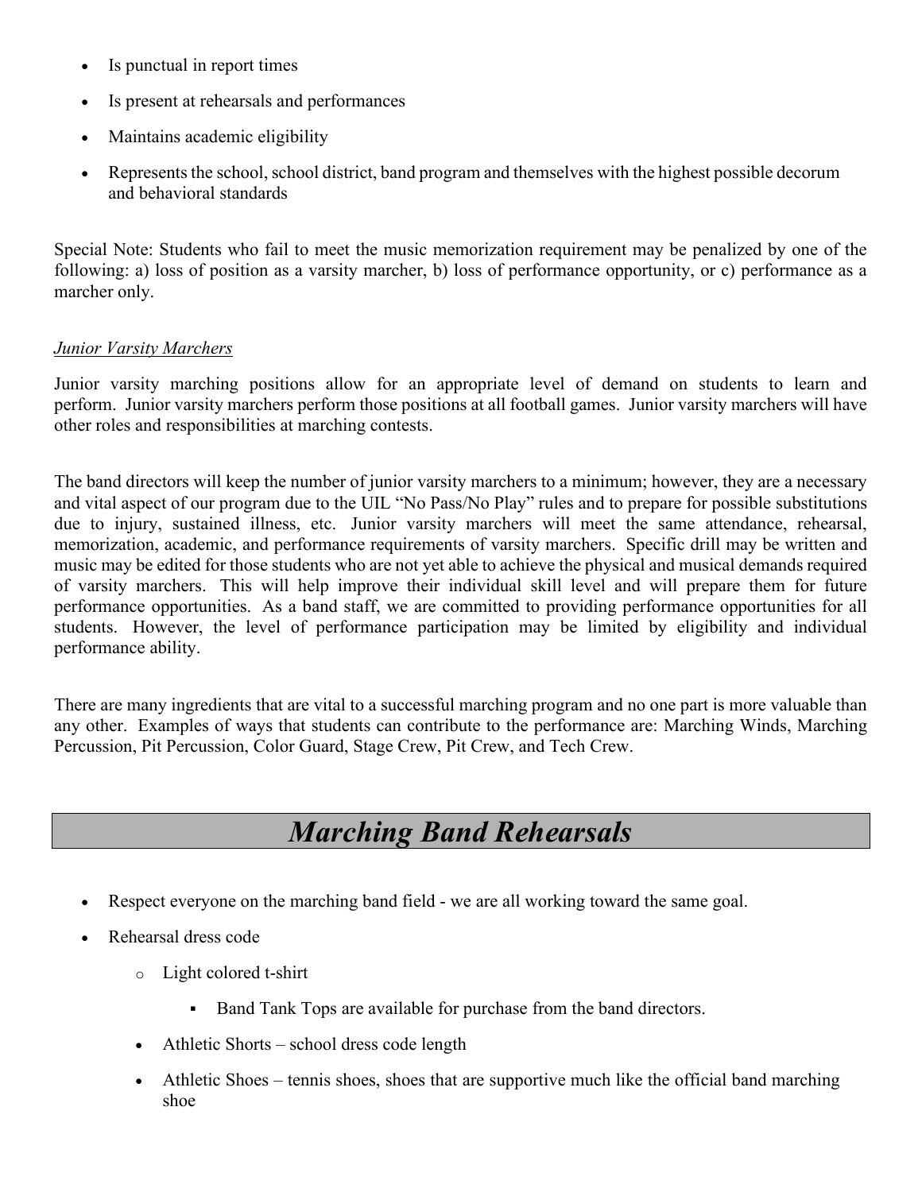- Is punctual in report times
- Is present at rehearsals and performances
- Maintains academic eligibility
- Represents the school, school district, band program and themselves with the highest possible decorum and behavioral standards

Special Note: Students who fail to meet the music memorization requirement may be penalized by one of the following: a) loss of position as a varsity marcher, b) loss of performance opportunity, or c) performance as a marcher only.

*Junior Varsity Marchers*

Junior varsity marching positions allow for an appropriate level of demand on students to learn and perform. Junior varsity marchers perform those positions at all football games. Junior varsity marchers will have other roles and responsibilities at marching contests.

The band directors will keep the number of junior varsity marchers to a minimum; however, they are a necessary and vital aspect of our program due to the UIL "No Pass/No Play" rules and to prepare for possible substitutions due to injury, sustained illness, etc. Junior varsity marchers will meet the same attendance, rehearsal, memorization, academic, and performance requirements of varsity marchers. Specific drill may be written and music may be edited for those students who are not yet able to achieve the physical and musical demands required of varsity marchers. This will help improve their individual skill level and will prepare them for future performance opportunities. As a band staff, we are committed to providing performance opportunities for all students. However, the level of performance participation may be limited by eligibility and individual performance ability.

There are many ingredients that are vital to a successful marching program and no one part is more valuable than any other. Examples of ways that students can contribute to the performance are: Marching Winds, Marching Percussion, Pit Percussion, Color Guard, Stage Crew, Pit Crew, and Tech Crew.

# *Marching Band Rehearsals*

- Respect everyone on the marching band field - we are all working toward the same goal.
- Rehearsal dress code
  - Light colored t-shirt
    - Band Tank Tops are available for purchase from the band directors.
  - Athletic Shorts – school dress code length
  - Athletic Shoes – tennis shoes, shoes that are supportive much like the official band marching shoe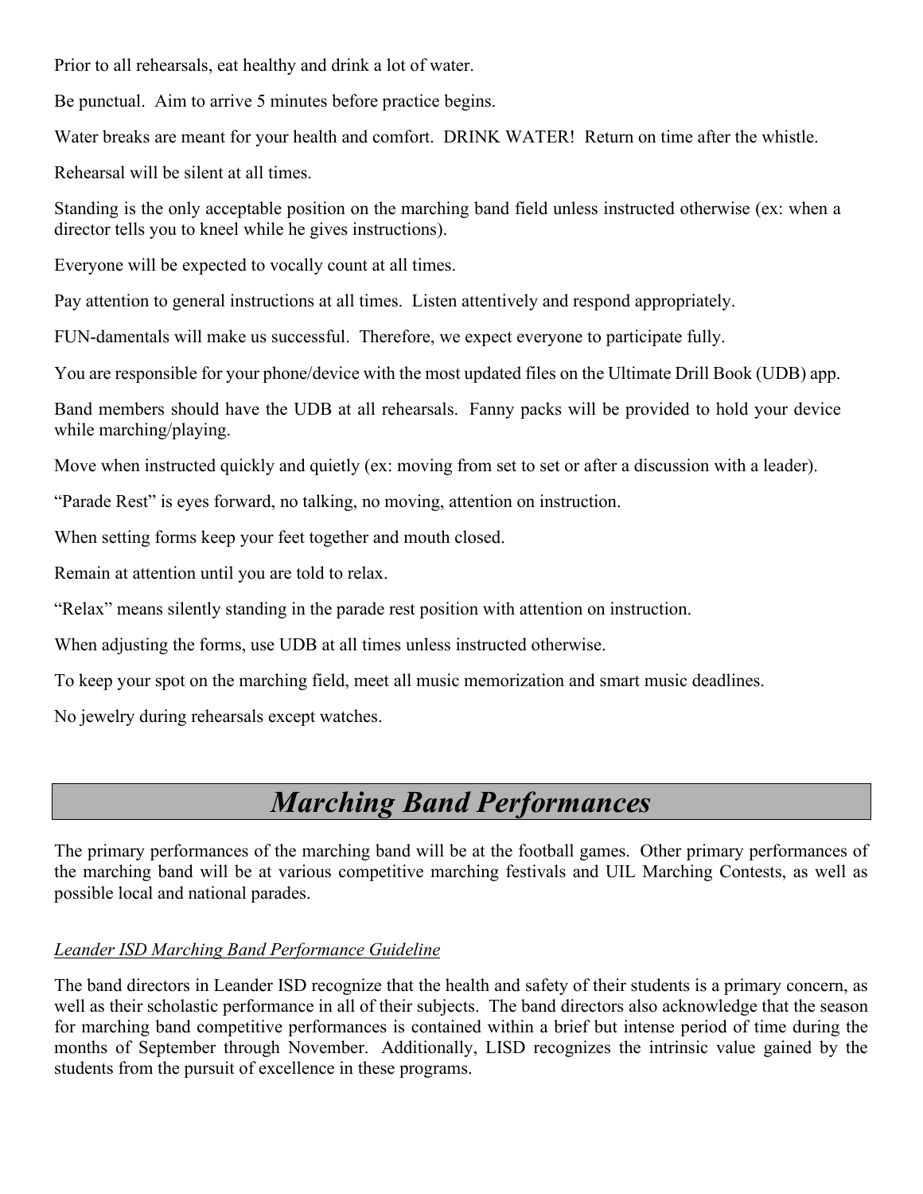Prior to all rehearsals, eat healthy and drink a lot of water.

Be punctual. Aim to arrive 5 minutes before practice begins.

Water breaks are meant for your health and comfort. DRINK WATER! Return on time after the whistle.

Rehearsal will be silent at all times.

Standing is the only acceptable position on the marching band field unless instructed otherwise (ex: when a director tells you to kneel while he gives instructions).

Everyone will be expected to vocally count at all times.

Pay attention to general instructions at all times. Listen attentively and respond appropriately.

FUN-damentals will make us successful. Therefore, we expect everyone to participate fully.

You are responsible for your phone/device with the most updated files on the Ultimate Drill Book (UDB) app.

Band members should have the UDB at all rehearsals. Fanny packs will be provided to hold your device while marching/playing.

Move when instructed quickly and quietly (ex: moving from set to set or after a discussion with a leader).

"Parade Rest" is eyes forward, no talking, no moving, attention on instruction.

When setting forms keep your feet together and mouth closed.

Remain at attention until you are told to relax.

"Relax" means silently standing in the parade rest position with attention on instruction.

When adjusting the forms, use UDB at all times unless instructed otherwise.

To keep your spot on the marching field, meet all music memorization and smart music deadlines.

No jewelry during rehearsals except watches.

# *Marching Band Performances*

The primary performances of the marching band will be at the football games. Other primary performances of the marching band will be at various competitive marching festivals and UIL Marching Contests, as well as possible local and national parades.

*Leander ISD Marching Band Performance Guideline*

The band directors in Leander ISD recognize that the health and safety of their students is a primary concern, as well as their scholastic performance in all of their subjects. The band directors also acknowledge that the season for marching band competitive performances is contained within a brief but intense period of time during the months of September through November. Additionally, LISD recognizes the intrinsic value gained by the students from the pursuit of excellence in these programs.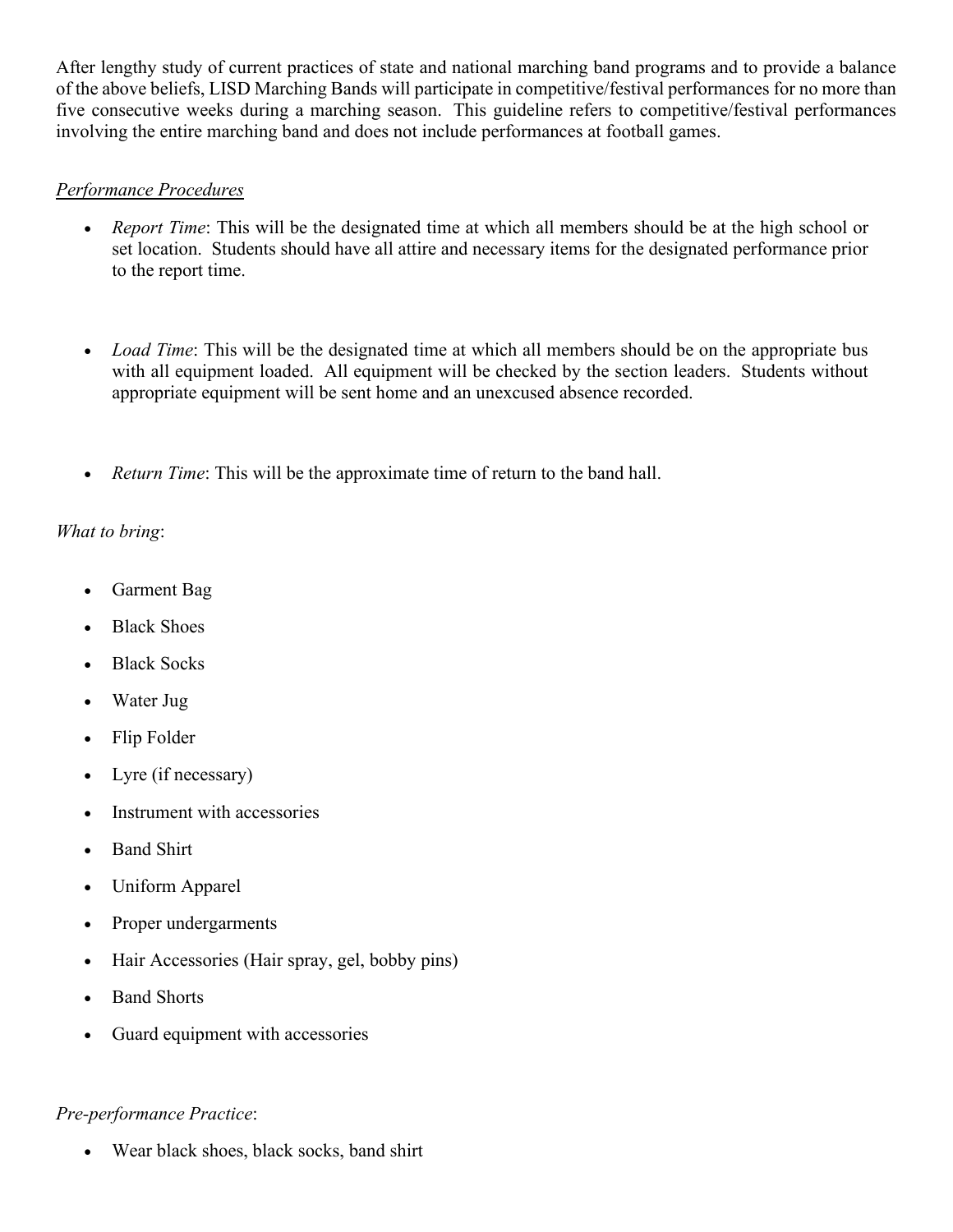After lengthy study of current practices of state and national marching band programs and to provide a balance of the above beliefs, LISD Marching Bands will participate in competitive/festival performances for no more than five consecutive weeks during a marching season. This guideline refers to competitive/festival performances involving the entire marching band and does not include performances at football games.

*Performance Procedures*

- *Report Time*: This will be the designated time at which all members should be at the high school or set location. Students should have all attire and necessary items for the designated performance prior to the report time.

- *Load Time*: This will be the designated time at which all members should be on the appropriate bus with all equipment loaded. All equipment will be checked by the section leaders. Students without appropriate equipment will be sent home and an unexcused absence recorded.

- *Return Time*: This will be the approximate time of return to the band hall.

*What to bring*:

- Garment Bag
- Black Shoes
- Black Socks
- Water Jug
- Flip Folder
- Lyre (if necessary)
- Instrument with accessories
- Band Shirt
- Uniform Apparel
- Proper undergarments
- Hair Accessories (Hair spray, gel, bobby pins)
- Band Shorts
- Guard equipment with accessories

*Pre-performance Practice*:

- Wear black shoes, black socks, band shirt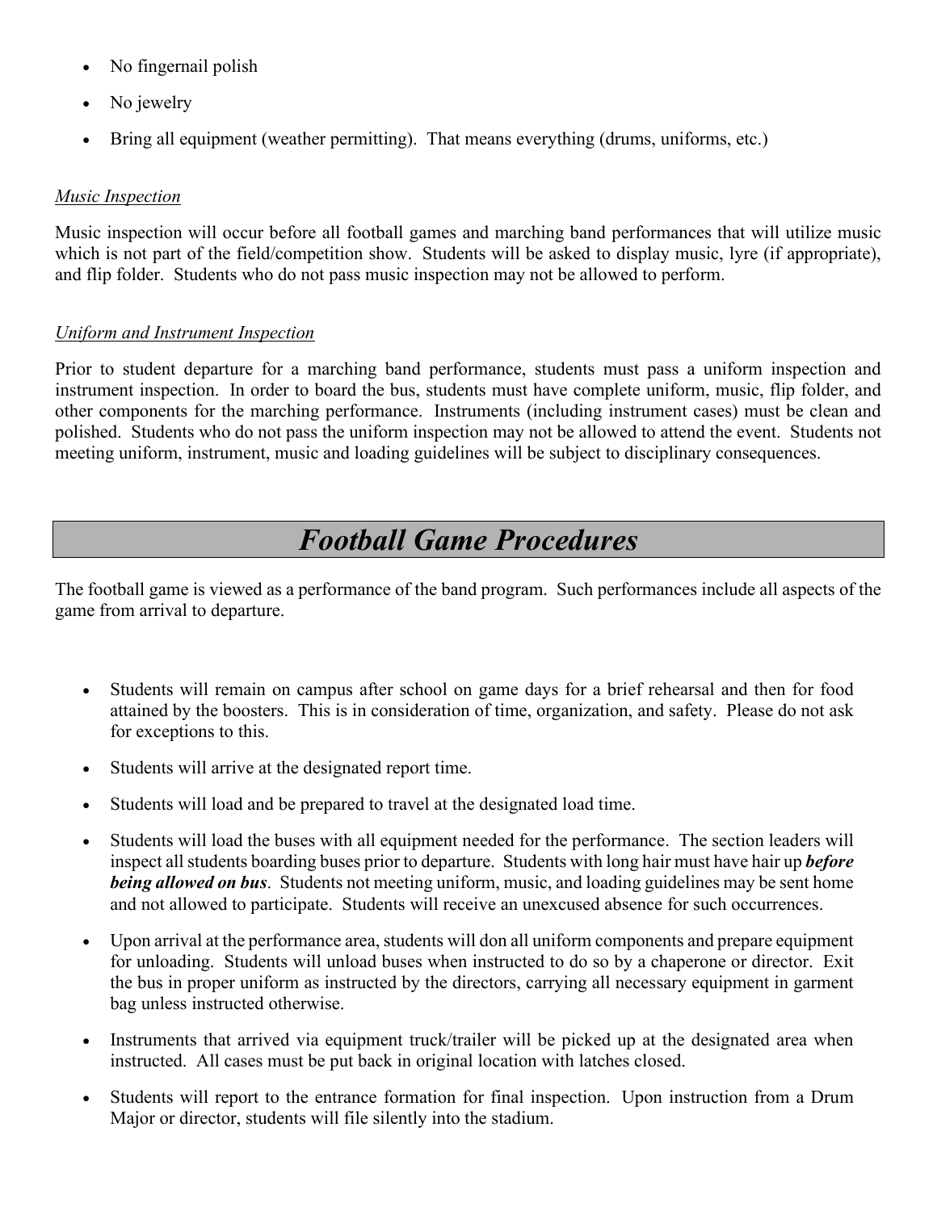- No fingernail polish
- No jewelry
- Bring all equipment (weather permitting). That means everything (drums, uniforms, etc.)

*Music Inspection*

Music inspection will occur before all football games and marching band performances that will utilize music which is not part of the field/competition show. Students will be asked to display music, lyre (if appropriate), and flip folder. Students who do not pass music inspection may not be allowed to perform.

*Uniform and Instrument Inspection*

Prior to student departure for a marching band performance, students must pass a uniform inspection and instrument inspection. In order to board the bus, students must have complete uniform, music, flip folder, and other components for the marching performance. Instruments (including instrument cases) must be clean and polished. Students who do not pass the uniform inspection may not be allowed to attend the event. Students not meeting uniform, instrument, music and loading guidelines will be subject to disciplinary consequences.

# *Football Game Procedures*

The football game is viewed as a performance of the band program. Such performances include all aspects of the game from arrival to departure.

- Students will remain on campus after school on game days for a brief rehearsal and then for food attained by the boosters. This is in consideration of time, organization, and safety. Please do not ask for exceptions to this.
- Students will arrive at the designated report time.
- Students will load and be prepared to travel at the designated load time.
- Students will load the buses with all equipment needed for the performance. The section leaders will inspect all students boarding buses prior to departure. Students with long hair must have hair up ***before being allowed on bus***. Students not meeting uniform, music, and loading guidelines may be sent home and not allowed to participate. Students will receive an unexcused absence for such occurrences.
- Upon arrival at the performance area, students will don all uniform components and prepare equipment for unloading. Students will unload buses when instructed to do so by a chaperone or director. Exit the bus in proper uniform as instructed by the directors, carrying all necessary equipment in garment bag unless instructed otherwise.
- Instruments that arrived via equipment truck/trailer will be picked up at the designated area when instructed. All cases must be put back in original location with latches closed.
- Students will report to the entrance formation for final inspection. Upon instruction from a Drum Major or director, students will file silently into the stadium.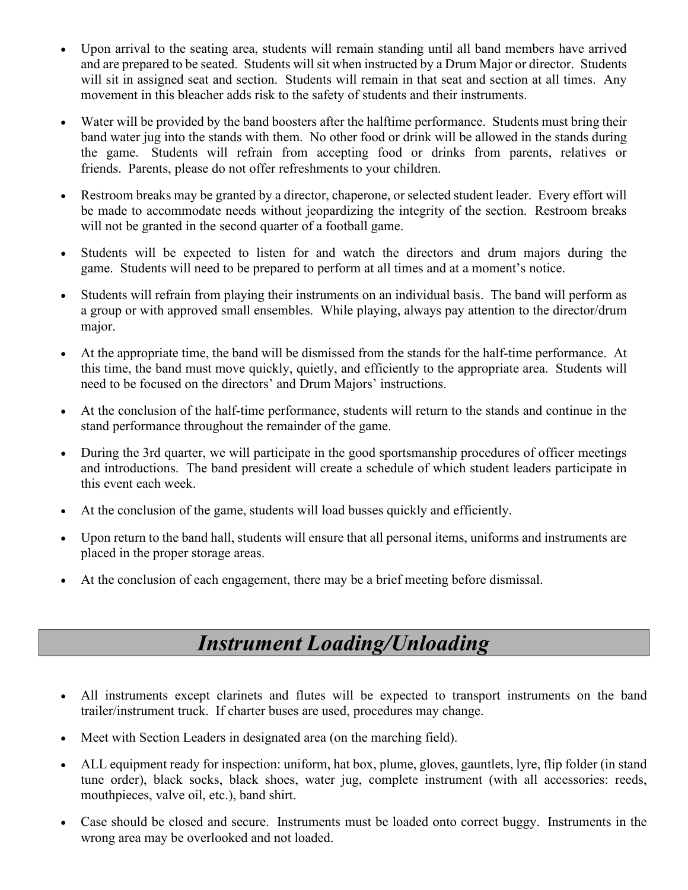- Upon arrival to the seating area, students will remain standing until all band members have arrived and are prepared to be seated. Students will sit when instructed by a Drum Major or director. Students will sit in assigned seat and section. Students will remain in that seat and section at all times. Any movement in this bleacher adds risk to the safety of students and their instruments.

- Water will be provided by the band boosters after the halftime performance. Students must bring their band water jug into the stands with them. No other food or drink will be allowed in the stands during the game. Students will refrain from accepting food or drinks from parents, relatives or friends. Parents, please do not offer refreshments to your children.

- Restroom breaks may be granted by a director, chaperone, or selected student leader. Every effort will be made to accommodate needs without jeopardizing the integrity of the section. Restroom breaks will not be granted in the second quarter of a football game.

- Students will be expected to listen for and watch the directors and drum majors during the game. Students will need to be prepared to perform at all times and at a moment's notice.

- Students will refrain from playing their instruments on an individual basis. The band will perform as a group or with approved small ensembles. While playing, always pay attention to the director/drum major.

- At the appropriate time, the band will be dismissed from the stands for the half-time performance. At this time, the band must move quickly, quietly, and efficiently to the appropriate area. Students will need to be focused on the directors' and Drum Majors' instructions.

- At the conclusion of the half-time performance, students will return to the stands and continue in the stand performance throughout the remainder of the game.

- During the 3rd quarter, we will participate in the good sportsmanship procedures of officer meetings and introductions. The band president will create a schedule of which student leaders participate in this event each week.

- At the conclusion of the game, students will load busses quickly and efficiently.

- Upon return to the band hall, students will ensure that all personal items, uniforms and instruments are placed in the proper storage areas.

- At the conclusion of each engagement, there may be a brief meeting before dismissal.

## *Instrument Loading/Unloading*

- All instruments except clarinets and flutes will be expected to transport instruments on the band trailer/instrument truck. If charter buses are used, procedures may change.

- Meet with Section Leaders in designated area (on the marching field).

- ALL equipment ready for inspection: uniform, hat box, plume, gloves, gauntlets, lyre, flip folder (in stand tune order), black socks, black shoes, water jug, complete instrument (with all accessories: reeds, mouthpieces, valve oil, etc.), band shirt.

- Case should be closed and secure. Instruments must be loaded onto correct buggy. Instruments in the wrong area may be overlooked and not loaded.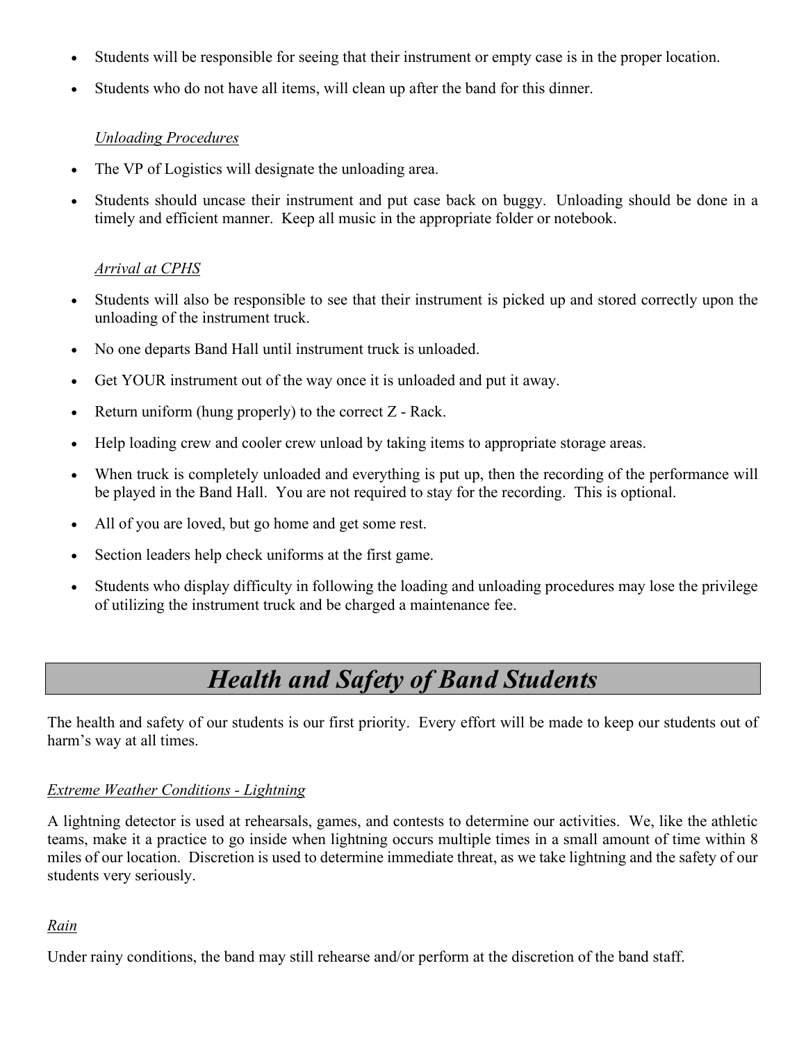- Students will be responsible for seeing that their instrument or empty case is in the proper location.
- Students who do not have all items, will clean up after the band for this dinner.

*Unloading Procedures*

- The VP of Logistics will designate the unloading area.
- Students should uncase their instrument and put case back on buggy. Unloading should be done in a timely and efficient manner. Keep all music in the appropriate folder or notebook.

*Arrival at CPHS*

- Students will also be responsible to see that their instrument is picked up and stored correctly upon the unloading of the instrument truck.
- No one departs Band Hall until instrument truck is unloaded.
- Get YOUR instrument out of the way once it is unloaded and put it away.
- Return uniform (hung properly) to the correct Z - Rack.
- Help loading crew and cooler crew unload by taking items to appropriate storage areas.
- When truck is completely unloaded and everything is put up, then the recording of the performance will be played in the Band Hall. You are not required to stay for the recording. This is optional.
- All of you are loved, but go home and get some rest.
- Section leaders help check uniforms at the first game.
- Students who display difficulty in following the loading and unloading procedures may lose the privilege of utilizing the instrument truck and be charged a maintenance fee.

# *Health and Safety of Band Students*

The health and safety of our students is our first priority. Every effort will be made to keep our students out of harm's way at all times.

*Extreme Weather Conditions - Lightning*

A lightning detector is used at rehearsals, games, and contests to determine our activities. We, like the athletic teams, make it a practice to go inside when lightning occurs multiple times in a small amount of time within 8 miles of our location. Discretion is used to determine immediate threat, as we take lightning and the safety of our students very seriously.

*Rain*

Under rainy conditions, the band may still rehearse and/or perform at the discretion of the band staff.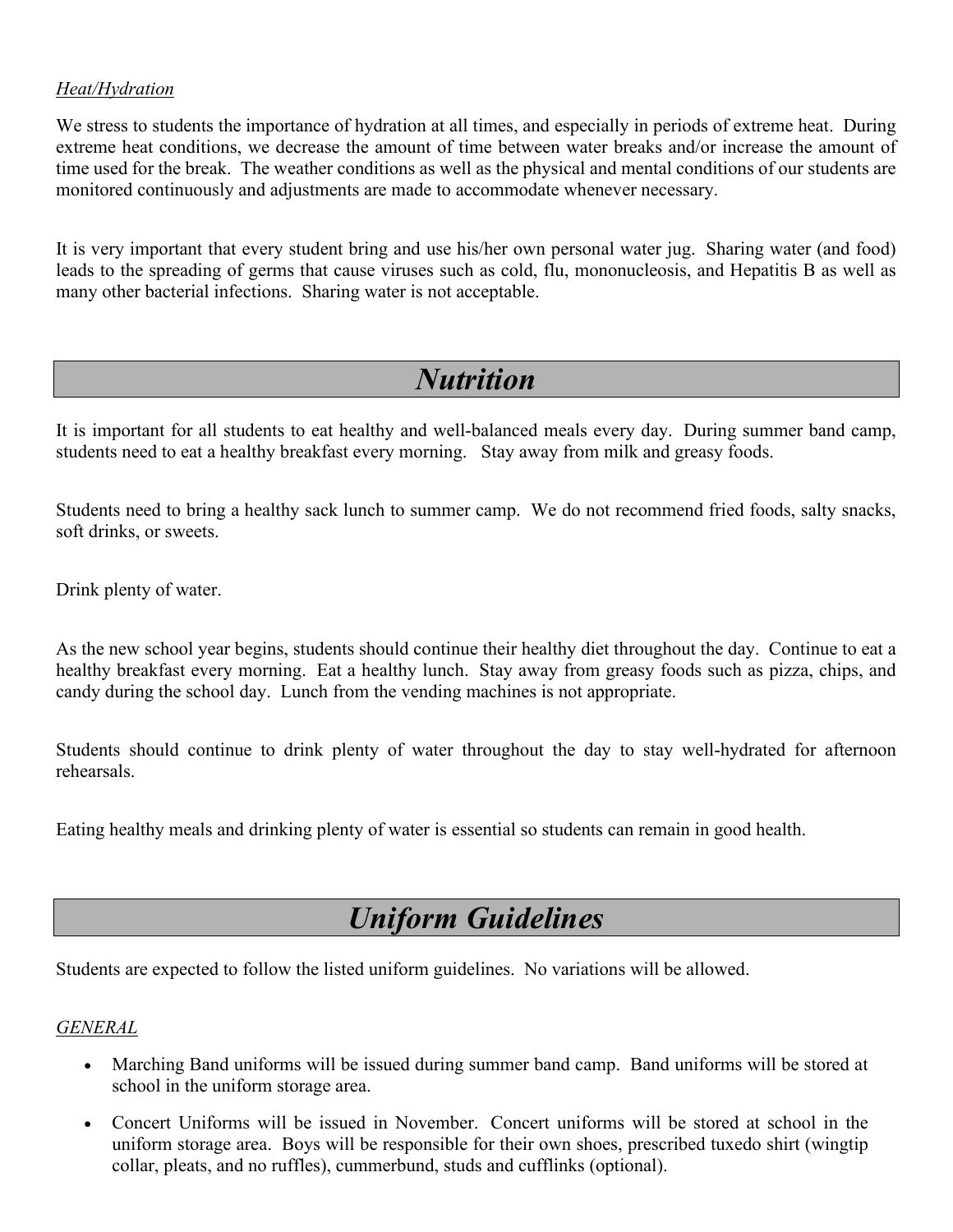*Heat/Hydration*

We stress to students the importance of hydration at all times, and especially in periods of extreme heat. During extreme heat conditions, we decrease the amount of time between water breaks and/or increase the amount of time used for the break. The weather conditions as well as the physical and mental conditions of our students are monitored continuously and adjustments are made to accommodate whenever necessary.

It is very important that every student bring and use his/her own personal water jug. Sharing water (and food) leads to the spreading of germs that cause viruses such as cold, flu, mononucleosis, and Hepatitis B as well as many other bacterial infections. Sharing water is not acceptable.

# *Nutrition*

It is important for all students to eat healthy and well-balanced meals every day. During summer band camp, students need to eat a healthy breakfast every morning. Stay away from milk and greasy foods.

Students need to bring a healthy sack lunch to summer camp. We do not recommend fried foods, salty snacks, soft drinks, or sweets.

Drink plenty of water.

As the new school year begins, students should continue their healthy diet throughout the day. Continue to eat a healthy breakfast every morning. Eat a healthy lunch. Stay away from greasy foods such as pizza, chips, and candy during the school day. Lunch from the vending machines is not appropriate.

Students should continue to drink plenty of water throughout the day to stay well-hydrated for afternoon rehearsals.

Eating healthy meals and drinking plenty of water is essential so students can remain in good health.

# *Uniform Guidelines*

Students are expected to follow the listed uniform guidelines. No variations will be allowed.

*GENERAL*

- Marching Band uniforms will be issued during summer band camp. Band uniforms will be stored at school in the uniform storage area.
- Concert Uniforms will be issued in November. Concert uniforms will be stored at school in the uniform storage area. Boys will be responsible for their own shoes, prescribed tuxedo shirt (wingtip collar, pleats, and no ruffles), cummerbund, studs and cufflinks (optional).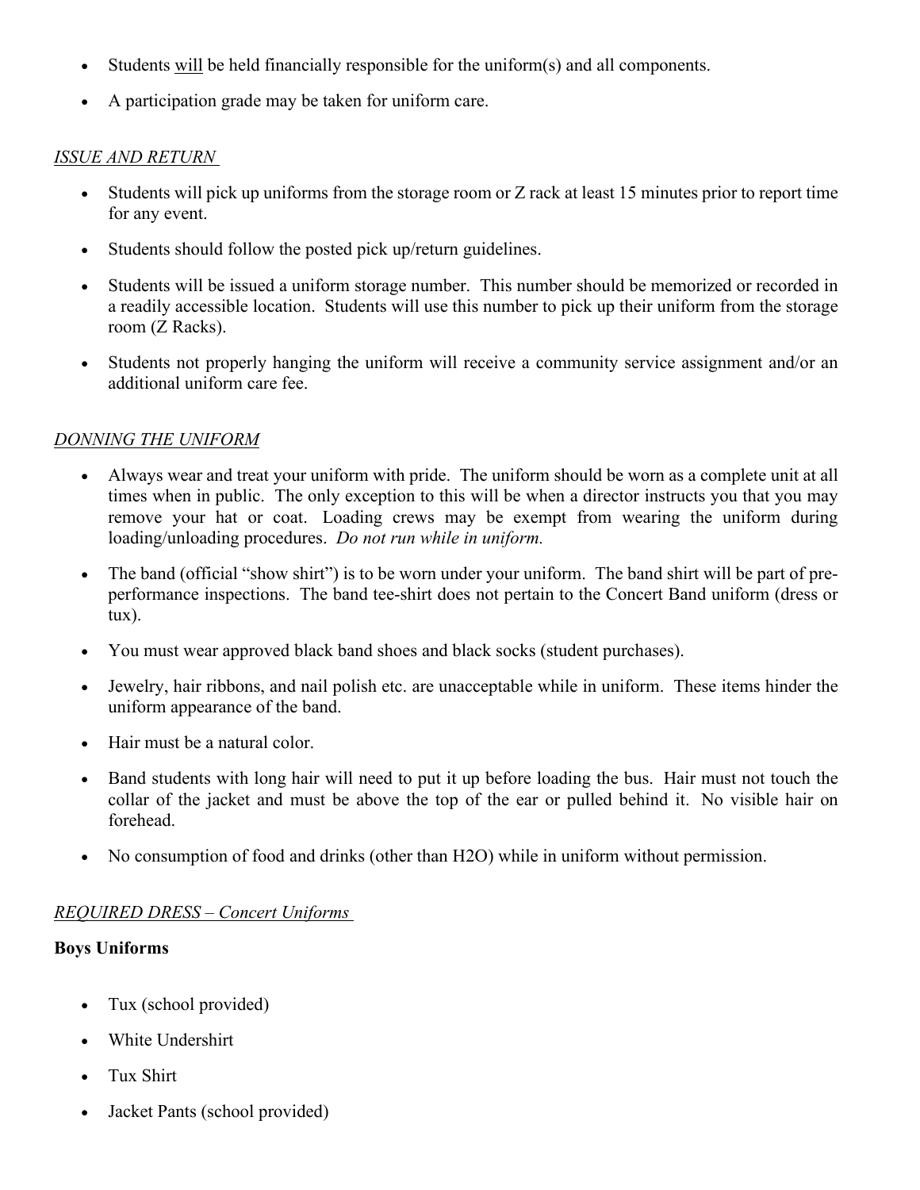- Students <u>will</u> be held financially responsible for the uniform(s) and all components.
- A participation grade may be taken for uniform care.

*<u>ISSUE AND RETURN</u>*

- Students will pick up uniforms from the storage room or Z rack at least 15 minutes prior to report time for any event.
- Students should follow the posted pick up/return guidelines.
- Students will be issued a uniform storage number. This number should be memorized or recorded in a readily accessible location. Students will use this number to pick up their uniform from the storage room (Z Racks).
- Students not properly hanging the uniform will receive a community service assignment and/or an additional uniform care fee.

*<u>DONNING THE UNIFORM</u>*

- Always wear and treat your uniform with pride. The uniform should be worn as a complete unit at all times when in public. The only exception to this will be when a director instructs you that you may remove your hat or coat. Loading crews may be exempt from wearing the uniform during loading/unloading procedures. *Do not run while in uniform.*
- The band (official "show shirt") is to be worn under your uniform. The band shirt will be part of pre-performance inspections. The band tee-shirt does not pertain to the Concert Band uniform (dress or tux).
- You must wear approved black band shoes and black socks (student purchases).
- Jewelry, hair ribbons, and nail polish etc. are unacceptable while in uniform. These items hinder the uniform appearance of the band.
- Hair must be a natural color.
- Band students with long hair will need to put it up before loading the bus. Hair must not touch the collar of the jacket and must be above the top of the ear or pulled behind it. No visible hair on forehead.
- No consumption of food and drinks (other than H2O) while in uniform without permission.

*<u>REQUIRED DRESS – Concert Uniforms</u>*

**Boys Uniforms**

- Tux (school provided)
- White Undershirt
- Tux Shirt
- Jacket Pants (school provided)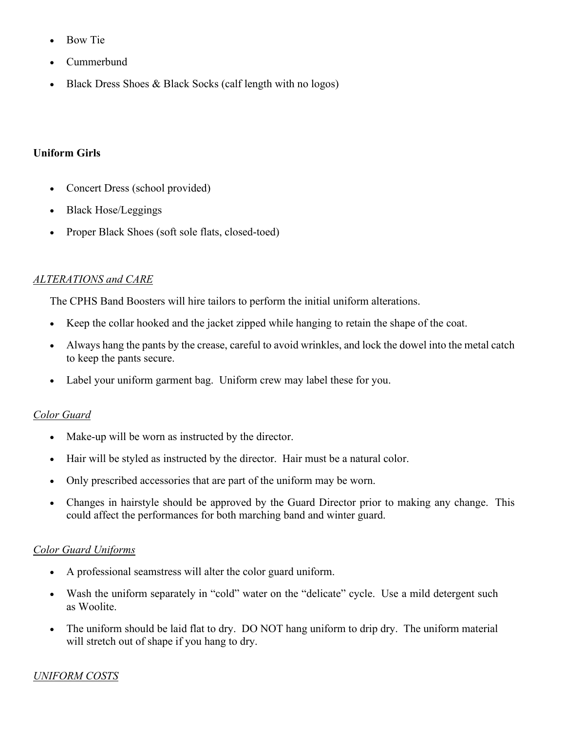- Bow Tie
- Cummerbund
- Black Dress Shoes & Black Socks (calf length with no logos)

**Uniform Girls**

- Concert Dress (school provided)
- Black Hose/Leggings
- Proper Black Shoes (soft sole flats, closed-toed)

*ALTERATIONS and CARE*

The CPHS Band Boosters will hire tailors to perform the initial uniform alterations.

- Keep the collar hooked and the jacket zipped while hanging to retain the shape of the coat.
- Always hang the pants by the crease, careful to avoid wrinkles, and lock the dowel into the metal catch to keep the pants secure.
- Label your uniform garment bag. Uniform crew may label these for you.

*Color Guard*

- Make-up will be worn as instructed by the director.
- Hair will be styled as instructed by the director. Hair must be a natural color.
- Only prescribed accessories that are part of the uniform may be worn.
- Changes in hairstyle should be approved by the Guard Director prior to making any change. This could affect the performances for both marching band and winter guard.

*Color Guard Uniforms*

- A professional seamstress will alter the color guard uniform.
- Wash the uniform separately in "cold" water on the "delicate" cycle. Use a mild detergent such as Woolite.
- The uniform should be laid flat to dry. DO NOT hang uniform to drip dry. The uniform material will stretch out of shape if you hang to dry.

*UNIFORM COSTS*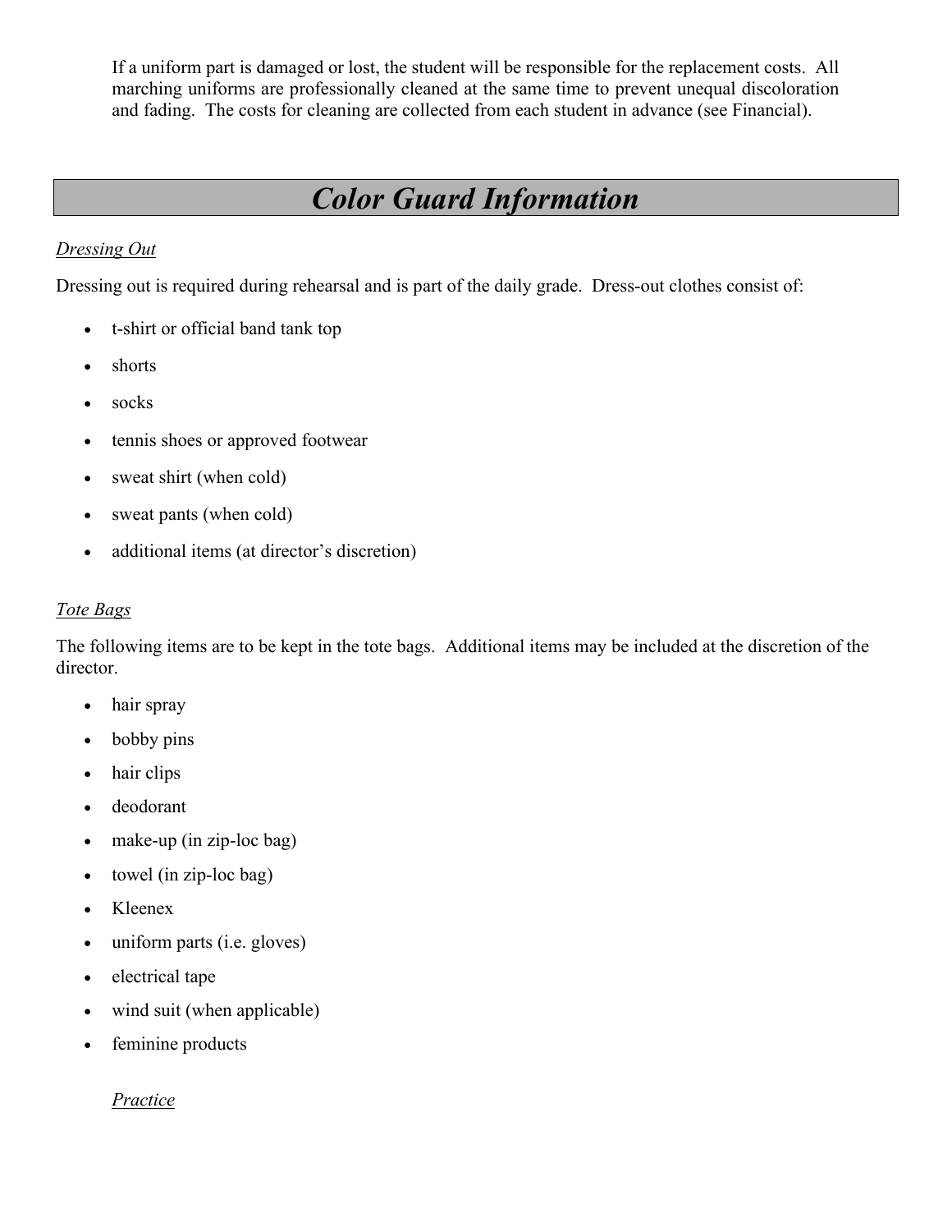If a uniform part is damaged or lost, the student will be responsible for the replacement costs. All marching uniforms are professionally cleaned at the same time to prevent unequal discoloration and fading. The costs for cleaning are collected from each student in advance (see Financial).

## *Color Guard Information*

*Dressing Out*

Dressing out is required during rehearsal and is part of the daily grade. Dress-out clothes consist of:

- t-shirt or official band tank top
- shorts
- socks
- tennis shoes or approved footwear
- sweat shirt (when cold)
- sweat pants (when cold)
- additional items (at director's discretion)

*Tote Bags*

The following items are to be kept in the tote bags. Additional items may be included at the discretion of the director.

- hair spray
- bobby pins
- hair clips
- deodorant
- make-up (in zip-loc bag)
- towel (in zip-loc bag)
- Kleenex
- uniform parts (i.e. gloves)
- electrical tape
- wind suit (when applicable)
- feminine products

*Practice*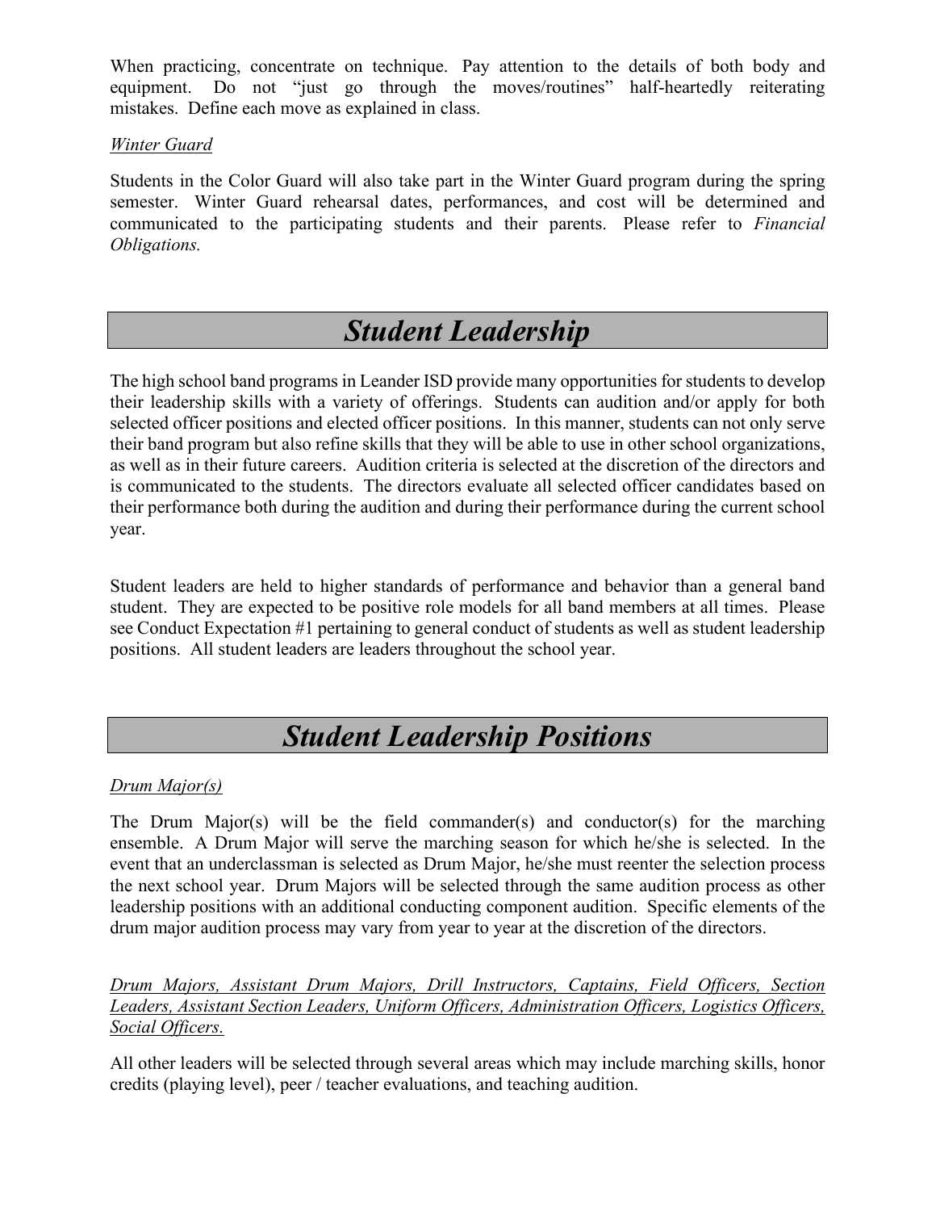When practicing, concentrate on technique. Pay attention to the details of both body and equipment. Do not "just go through the moves/routines" half-heartedly reiterating mistakes. Define each move as explained in class.

*Winter Guard*

Students in the Color Guard will also take part in the Winter Guard program during the spring semester. Winter Guard rehearsal dates, performances, and cost will be determined and communicated to the participating students and their parents. Please refer to *Financial Obligations.*

# *Student Leadership*

The high school band programs in Leander ISD provide many opportunities for students to develop their leadership skills with a variety of offerings. Students can audition and/or apply for both selected officer positions and elected officer positions. In this manner, students can not only serve their band program but also refine skills that they will be able to use in other school organizations, as well as in their future careers. Audition criteria is selected at the discretion of the directors and is communicated to the students. The directors evaluate all selected officer candidates based on their performance both during the audition and during their performance during the current school year.

Student leaders are held to higher standards of performance and behavior than a general band student. They are expected to be positive role models for all band members at all times. Please see Conduct Expectation #1 pertaining to general conduct of students as well as student leadership positions. All student leaders are leaders throughout the school year.

# *Student Leadership Positions*

*Drum Major(s)*

The Drum Major(s) will be the field commander(s) and conductor(s) for the marching ensemble. A Drum Major will serve the marching season for which he/she is selected. In the event that an underclassman is selected as Drum Major, he/she must reenter the selection process the next school year. Drum Majors will be selected through the same audition process as other leadership positions with an additional conducting component audition. Specific elements of the drum major audition process may vary from year to year at the discretion of the directors.

*Drum Majors, Assistant Drum Majors, Drill Instructors, Captains, Field Officers, Section Leaders, Assistant Section Leaders, Uniform Officers, Administration Officers, Logistics Officers, Social Officers.*

All other leaders will be selected through several areas which may include marching skills, honor credits (playing level), peer / teacher evaluations, and teaching audition.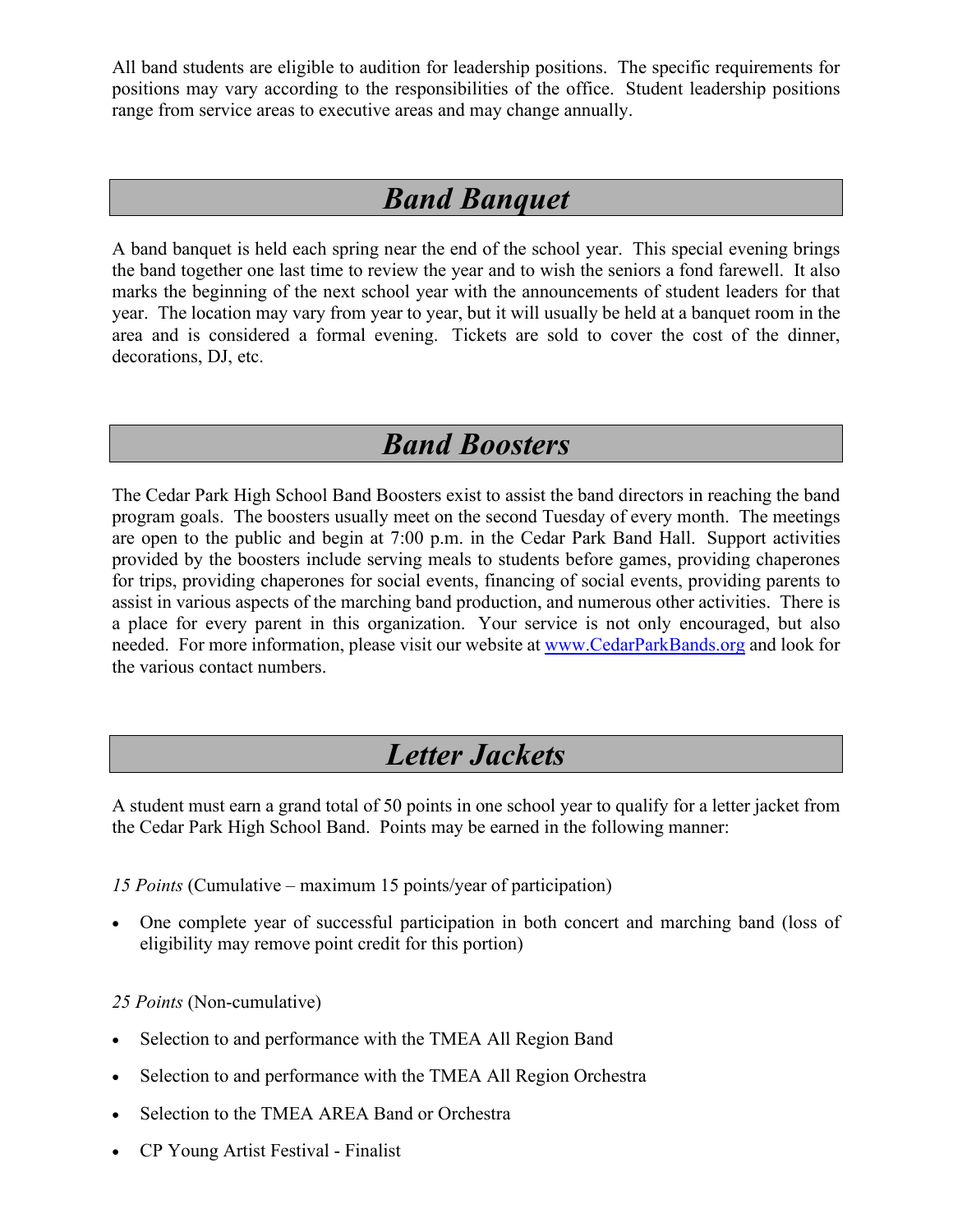All band students are eligible to audition for leadership positions. The specific requirements for positions may vary according to the responsibilities of the office. Student leadership positions range from service areas to executive areas and may change annually.

# *Band Banquet*

A band banquet is held each spring near the end of the school year. This special evening brings the band together one last time to review the year and to wish the seniors a fond farewell. It also marks the beginning of the next school year with the announcements of student leaders for that year. The location may vary from year to year, but it will usually be held at a banquet room in the area and is considered a formal evening. Tickets are sold to cover the cost of the dinner, decorations, DJ, etc.

# *Band Boosters*

The Cedar Park High School Band Boosters exist to assist the band directors in reaching the band program goals. The boosters usually meet on the second Tuesday of every month. The meetings are open to the public and begin at 7:00 p.m. in the Cedar Park Band Hall. Support activities provided by the boosters include serving meals to students before games, providing chaperones for trips, providing chaperones for social events, financing of social events, providing parents to assist in various aspects of the marching band production, and numerous other activities. There is a place for every parent in this organization. Your service is not only encouraged, but also needed. For more information, please visit our website at [www.CedarParkBands.org](http://www.CedarParkBands.org) and look for the various contact numbers.

# *Letter Jackets*

A student must earn a grand total of 50 points in one school year to qualify for a letter jacket from the Cedar Park High School Band. Points may be earned in the following manner:

*15 Points* (Cumulative – maximum 15 points/year of participation)

- One complete year of successful participation in both concert and marching band (loss of eligibility may remove point credit for this portion)

*25 Points* (Non-cumulative)

- Selection to and performance with the TMEA All Region Band
- Selection to and performance with the TMEA All Region Orchestra
- Selection to the TMEA AREA Band or Orchestra
- CP Young Artist Festival - Finalist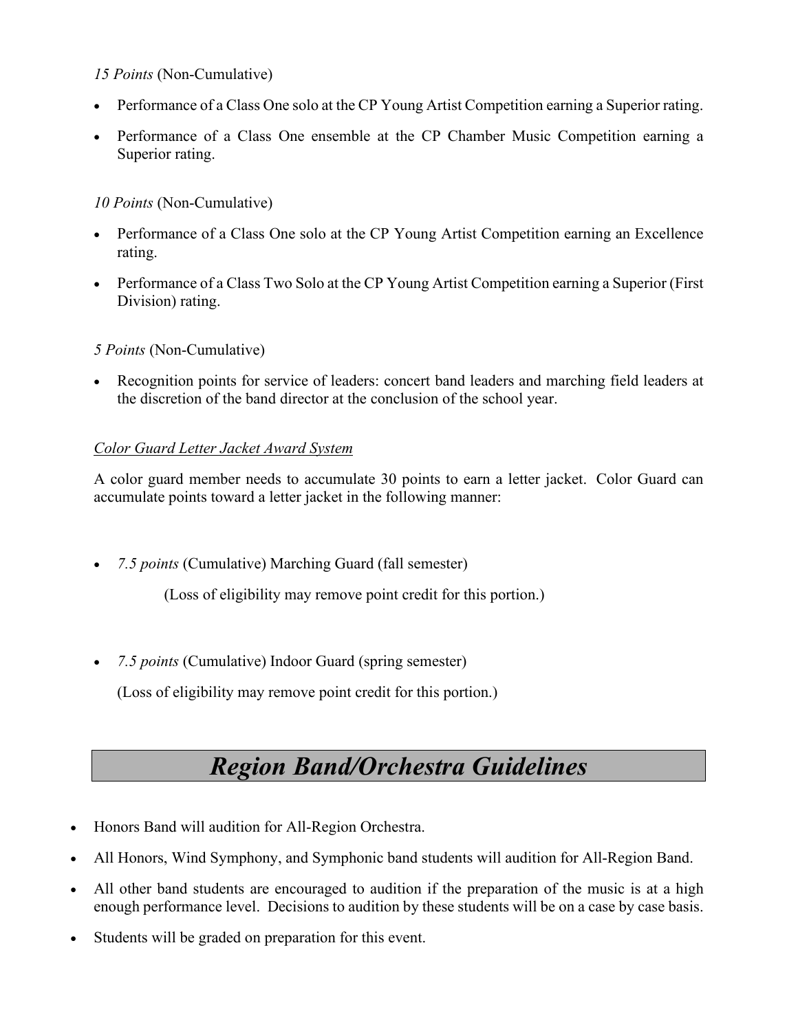*15 Points* (Non-Cumulative)

- Performance of a Class One solo at the CP Young Artist Competition earning a Superior rating.
- Performance of a Class One ensemble at the CP Chamber Music Competition earning a Superior rating.

*10 Points* (Non-Cumulative)

- Performance of a Class One solo at the CP Young Artist Competition earning an Excellence rating.
- Performance of a Class Two Solo at the CP Young Artist Competition earning a Superior (First Division) rating.

*5 Points* (Non-Cumulative)

- Recognition points for service of leaders: concert band leaders and marching field leaders at the discretion of the band director at the conclusion of the school year.

*Color Guard Letter Jacket Award System*

A color guard member needs to accumulate 30 points to earn a letter jacket. Color Guard can accumulate points toward a letter jacket in the following manner:

- *7.5 points* (Cumulative) Marching Guard (fall semester)

  (Loss of eligibility may remove point credit for this portion.)

- *7.5 points* (Cumulative) Indoor Guard (spring semester)

  (Loss of eligibility may remove point credit for this portion.)

## *Region Band/Orchestra Guidelines*

- Honors Band will audition for All-Region Orchestra.
- All Honors, Wind Symphony, and Symphonic band students will audition for All-Region Band.
- All other band students are encouraged to audition if the preparation of the music is at a high enough performance level. Decisions to audition by these students will be on a case by case basis.
- Students will be graded on preparation for this event.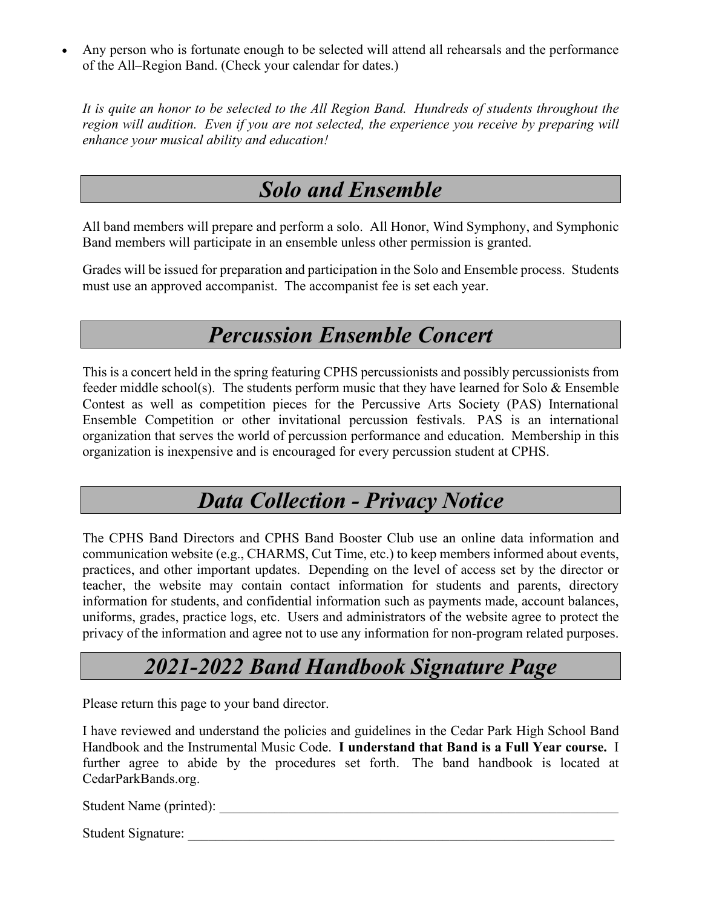- Any person who is fortunate enough to be selected will attend all rehearsals and the performance of the All–Region Band. (Check your calendar for dates.)

*It is quite an honor to be selected to the All Region Band. Hundreds of students throughout the region will audition. Even if you are not selected, the experience you receive by preparing will enhance your musical ability and education!*

## *Solo and Ensemble*

All band members will prepare and perform a solo. All Honor, Wind Symphony, and Symphonic Band members will participate in an ensemble unless other permission is granted.

Grades will be issued for preparation and participation in the Solo and Ensemble process. Students must use an approved accompanist. The accompanist fee is set each year.

## *Percussion Ensemble Concert*

This is a concert held in the spring featuring CPHS percussionists and possibly percussionists from feeder middle school(s). The students perform music that they have learned for Solo & Ensemble Contest as well as competition pieces for the Percussive Arts Society (PAS) International Ensemble Competition or other invitational percussion festivals. PAS is an international organization that serves the world of percussion performance and education. Membership in this organization is inexpensive and is encouraged for every percussion student at CPHS.

## *Data Collection - Privacy Notice*

The CPHS Band Directors and CPHS Band Booster Club use an online data information and communication website (e.g., CHARMS, Cut Time, etc.) to keep members informed about events, practices, and other important updates. Depending on the level of access set by the director or teacher, the website may contain contact information for students and parents, directory information for students, and confidential information such as payments made, account balances, uniforms, grades, practice logs, etc. Users and administrators of the website agree to protect the privacy of the information and agree not to use any information for non-program related purposes.

## *2021-2022 Band Handbook Signature Page*

Please return this page to your band director.

I have reviewed and understand the policies and guidelines in the Cedar Park High School Band Handbook and the Instrumental Music Code. **I understand that Band is a Full Year course.** I further agree to abide by the procedures set forth. The band handbook is located at CedarParkBands.org.

Student Name (printed): ______________________________________________________________

Student Signature: ___________________________________________________________________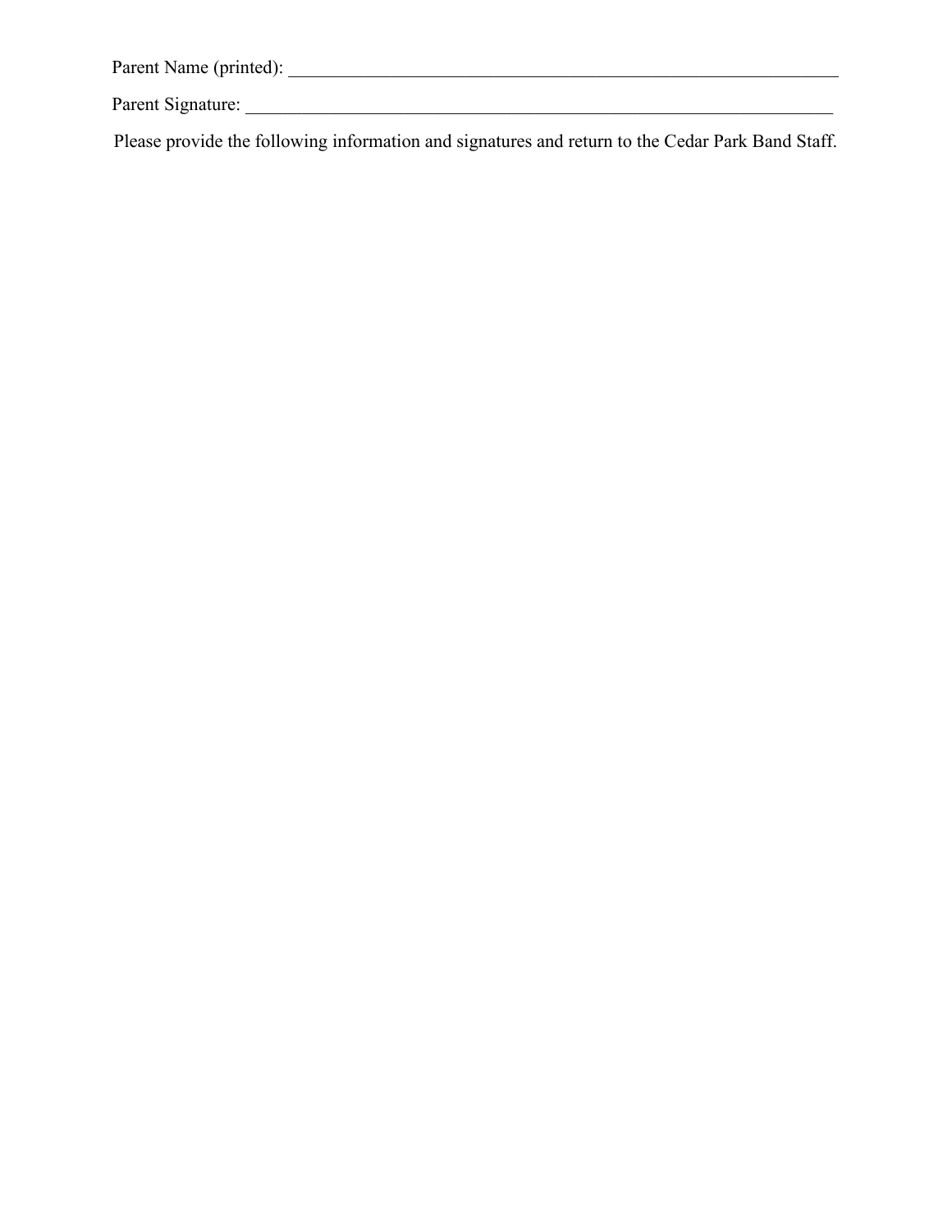Parent Name (printed): ______________________________________________________________

Parent Signature: ________________________________________________________________

Please provide the following information and signatures and return to the Cedar Park Band Staff.